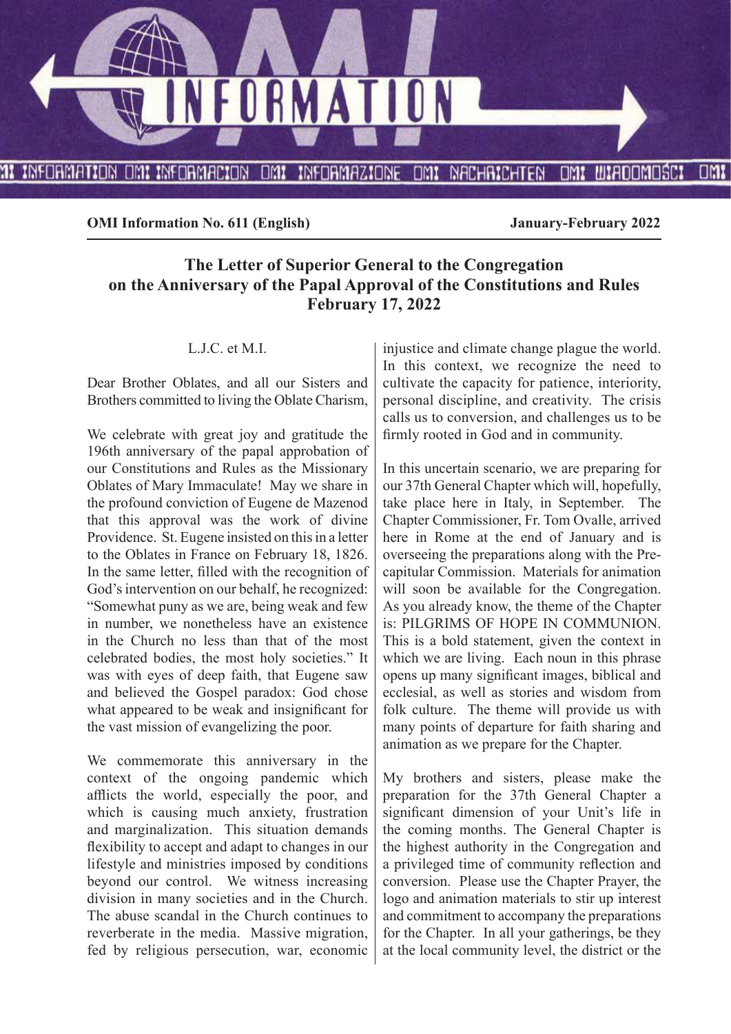**OMI Information No. 611 (English)** **January-February 2022**

## The Letter of Superior General to the Congregation on the Anniversary of the Papal Approval of the Constitutions and Rules February 17, 2022

L.J.C. et M.I.

Dear Brother Oblates, and all our Sisters and Brothers committed to living the Oblate Charism,

We celebrate with great joy and gratitude the 196th anniversary of the papal approbation of our Constitutions and Rules as the Missionary Oblates of Mary Immaculate! May we share in the profound conviction of Eugene de Mazenod that this approval was the work of divine Providence. St. Eugene insisted on this in a letter to the Oblates in France on February 18, 1826. In the same letter, filled with the recognition of God's intervention on our behalf, he recognized: "Somewhat puny as we are, being weak and few in number, we nonetheless have an existence in the Church no less than that of the most celebrated bodies, the most holy societies." It was with eyes of deep faith, that Eugene saw and believed the Gospel paradox: God chose what appeared to be weak and insignificant for the vast mission of evangelizing the poor.

We commemorate this anniversary in the context of the ongoing pandemic which afflicts the world, especially the poor, and which is causing much anxiety, frustration and marginalization. This situation demands flexibility to accept and adapt to changes in our lifestyle and ministries imposed by conditions beyond our control. We witness increasing division in many societies and in the Church. The abuse scandal in the Church continues to reverberate in the media. Massive migration, fed by religious persecution, war, economic injustice and climate change plague the world. In this context, we recognize the need to cultivate the capacity for patience, interiority, personal discipline, and creativity. The crisis calls us to conversion, and challenges us to be firmly rooted in God and in community.

In this uncertain scenario, we are preparing for our 37th General Chapter which will, hopefully, take place here in Italy, in September. The Chapter Commissioner, Fr. Tom Ovalle, arrived here in Rome at the end of January and is overseeing the preparations along with the Pre-capitular Commission. Materials for animation will soon be available for the Congregation. As you already know, the theme of the Chapter is: PILGRIMS OF HOPE IN COMMUNION. This is a bold statement, given the context in which we are living. Each noun in this phrase opens up many significant images, biblical and ecclesial, as well as stories and wisdom from folk culture. The theme will provide us with many points of departure for faith sharing and animation as we prepare for the Chapter.

My brothers and sisters, please make the preparation for the 37th General Chapter a significant dimension of your Unit's life in the coming months. The General Chapter is the highest authority in the Congregation and a privileged time of community reflection and conversion. Please use the Chapter Prayer, the logo and animation materials to stir up interest and commitment to accompany the preparations for the Chapter. In all your gatherings, be they at the local community level, the district or the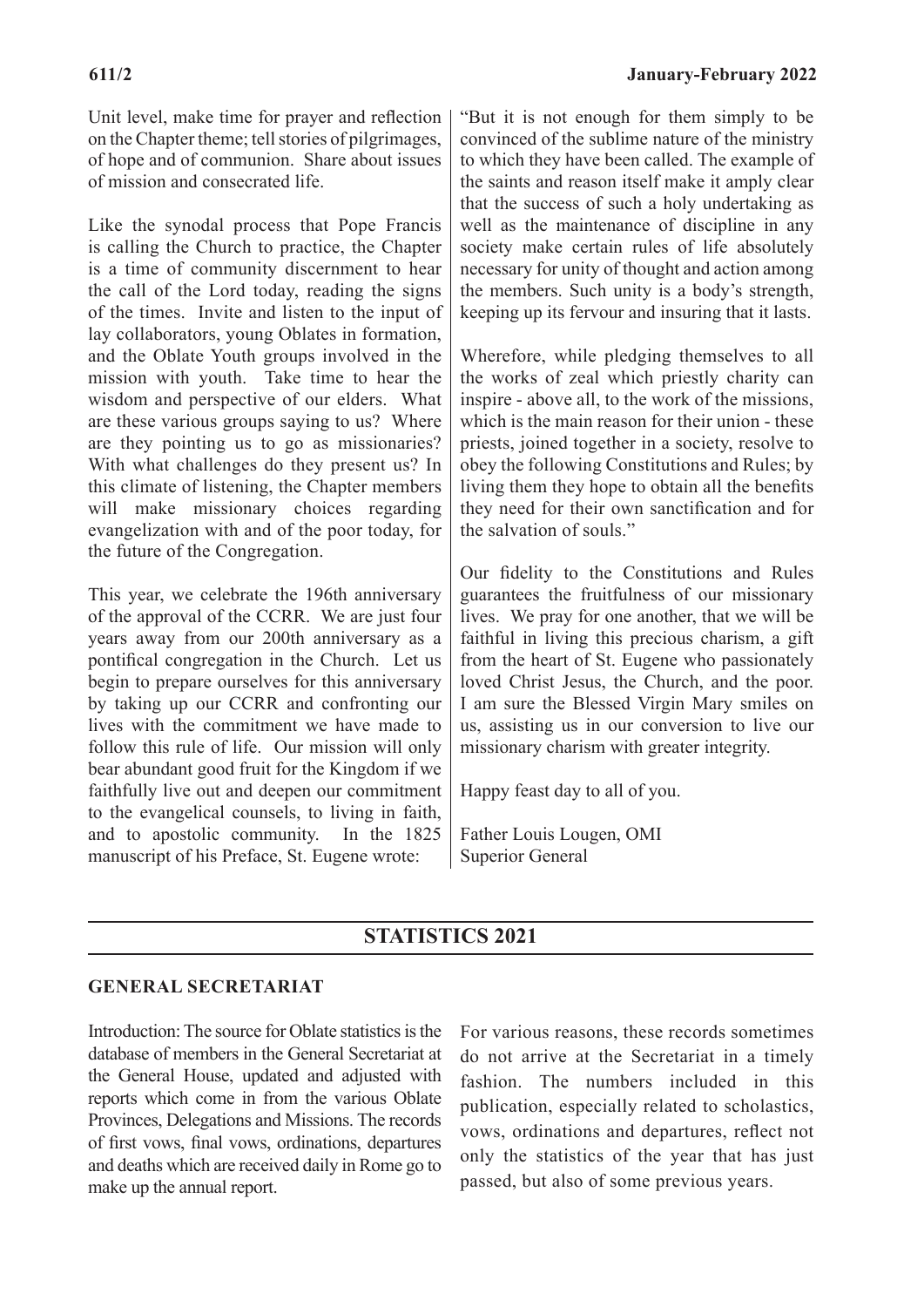Unit level, make time for prayer and reflection on the Chapter theme; tell stories of pilgrimages, of hope and of communion. Share about issues of mission and consecrated life.

Like the synodal process that Pope Francis is calling the Church to practice, the Chapter is a time of community discernment to hear the call of the Lord today, reading the signs of the times. Invite and listen to the input of lay collaborators, young Oblates in formation, and the Oblate Youth groups involved in the mission with youth. Take time to hear the wisdom and perspective of our elders. What are these various groups saying to us? Where are they pointing us to go as missionaries? With what challenges do they present us? In this climate of listening, the Chapter members will make missionary choices regarding evangelization with and of the poor today, for the future of the Congregation.

This year, we celebrate the 196th anniversary of the approval of the CCRR. We are just four years away from our 200th anniversary as a pontifical congregation in the Church. Let us begin to prepare ourselves for this anniversary by taking up our CCRR and confronting our lives with the commitment we have made to follow this rule of life. Our mission will only bear abundant good fruit for the Kingdom if we faithfully live out and deepen our commitment to the evangelical counsels, to living in faith, and to apostolic community. In the 1825 manuscript of his Preface, St. Eugene wrote:

"But it is not enough for them simply to be convinced of the sublime nature of the ministry to which they have been called. The example of the saints and reason itself make it amply clear that the success of such a holy undertaking as well as the maintenance of discipline in any society make certain rules of life absolutely necessary for unity of thought and action among the members. Such unity is a body's strength, keeping up its fervour and insuring that it lasts.

Wherefore, while pledging themselves to all the works of zeal which priestly charity can inspire - above all, to the work of the missions, which is the main reason for their union - these priests, joined together in a society, resolve to obey the following Constitutions and Rules; by living them they hope to obtain all the benefits they need for their own sanctification and for the salvation of souls."

Our fidelity to the Constitutions and Rules guarantees the fruitfulness of our missionary lives. We pray for one another, that we will be faithful in living this precious charism, a gift from the heart of St. Eugene who passionately loved Christ Jesus, the Church, and the poor. I am sure the Blessed Virgin Mary smiles on us, assisting us in our conversion to live our missionary charism with greater integrity.

Happy feast day to all of you.

Father Louis Lougen, OMI
Superior General

## STATISTICS 2021

### GENERAL SECRETARIAT

Introduction: The source for Oblate statistics is the database of members in the General Secretariat at the General House, updated and adjusted with reports which come in from the various Oblate Provinces, Delegations and Missions. The records of first vows, final vows, ordinations, departures and deaths which are received daily in Rome go to make up the annual report.

For various reasons, these records sometimes do not arrive at the Secretariat in a timely fashion. The numbers included in this publication, especially related to scholastics, vows, ordinations and departures, reflect not only the statistics of the year that has just passed, but also of some previous years.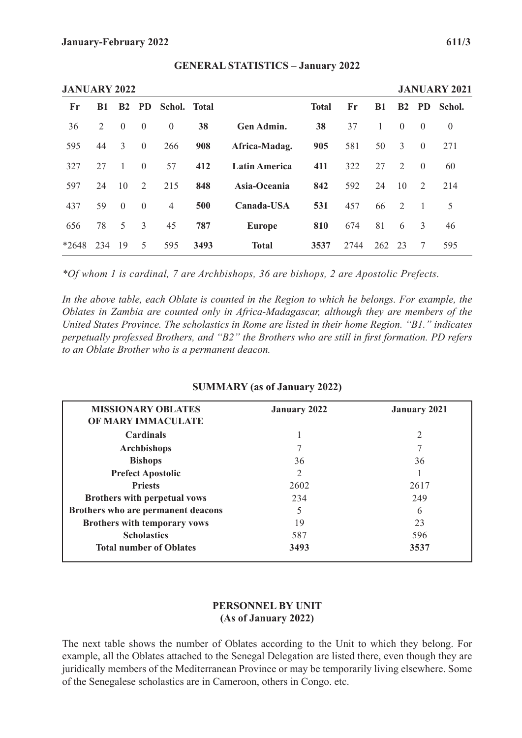## GENERAL STATISTICS – January 2022

| JANUARY 2022 | | | | | | | | | | | | JANUARY 2021 |
|---|---|---|---|---|---|---|---|---|---|---|---|---|
| **Fr** | **B1** | **B2** | **PD** | **Schol.** | **Total** | | **Total** | **Fr** | **B1** | **B2** | **PD** | **Schol.** |
| 36 | 2 | 0 | 0 | 0 | **38** | **Gen Admin.** | **38** | 37 | 1 | 0 | 0 | 0 |
| 595 | 44 | 3 | 0 | 266 | **908** | **Africa-Madag.** | **905** | 581 | 50 | 3 | 0 | 271 |
| 327 | 27 | 1 | 0 | 57 | **412** | **Latin America** | **411** | 322 | 27 | 2 | 0 | 60 |
| 597 | 24 | 10 | 2 | 215 | **848** | **Asia-Oceania** | **842** | 592 | 24 | 10 | 2 | 214 |
| 437 | 59 | 0 | 0 | 4 | **500** | **Canada-USA** | **531** | 457 | 66 | 2 | 1 | 5 |
| 656 | 78 | 5 | 3 | 45 | **787** | **Europe** | **810** | 674 | 81 | 6 | 3 | 46 |
| *2648 | 234 | 19 | 5 | 595 | **3493** | **Total** | **3537** | 2744 | 262 | 23 | 7 | 595 |

*\*Of whom 1 is cardinal, 7 are Archbishops, 36 are bishops, 2 are Apostolic Prefects.*

*In the above table, each Oblate is counted in the Region to which he belongs. For example, the Oblates in Zambia are counted only in Africa-Madagascar, although they are members of the United States Province. The scholastics in Rome are listed in their home Region. "B1." indicates perpetually professed Brothers, and "B2" the Brothers who are still in first formation. PD refers to an Oblate Brother who is a permanent deacon.*

## SUMMARY (as of January 2022)

| MISSIONARY OBLATES OF MARY IMMACULATE | January 2022 | January 2021 |
|---|---|---|
| **Cardinals** | 1 | 2 |
| **Archbishops** | 7 | 7 |
| **Bishops** | 36 | 36 |
| **Prefect Apostolic** | 2 | 1 |
| **Priests** | 2602 | 2617 |
| **Brothers with perpetual vows** | 234 | 249 |
| **Brothers who are permanent deacons** | 5 | 6 |
| **Brothers with temporary vows** | 19 | 23 |
| **Scholastics** | 587 | 596 |
| **Total number of Oblates** | **3493** | **3537** |

## PERSONNEL BY UNIT
## (As of January 2022)

The next table shows the number of Oblates according to the Unit to which they belong. For example, all the Oblates attached to the Senegal Delegation are listed there, even though they are juridically members of the Mediterranean Province or may be temporarily living elsewhere. Some of the Senegalese scholastics are in Cameroon, others in Congo. etc.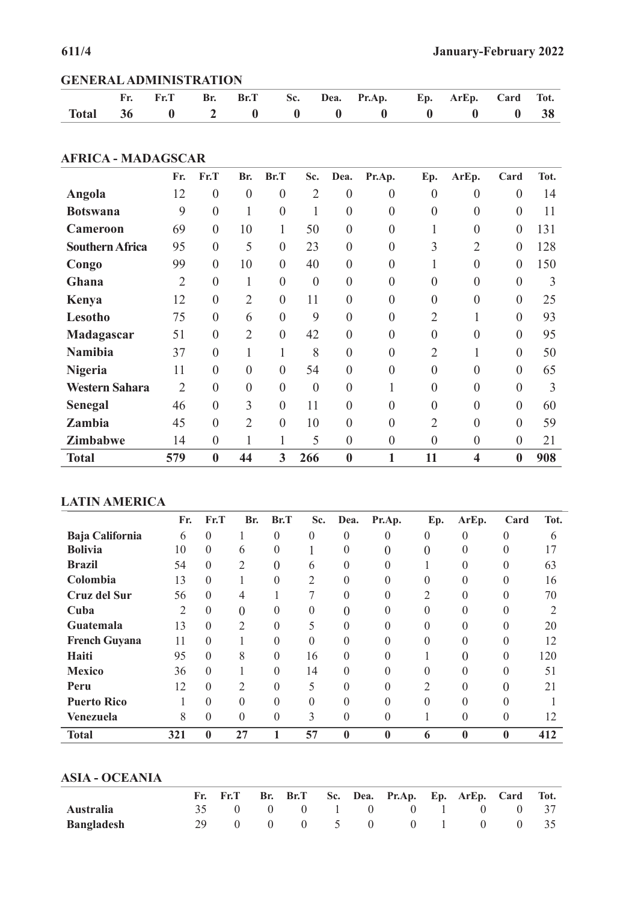## GENERAL ADMINISTRATION

| | Fr. | Fr.T | Br. | Br.T | Sc. | Dea. | Pr.Ap. | Ep. | ArEp. | Card | Tot. |
|---|---|---|---|---|---|---|---|---|---|---|---|
| **Total** | **36** | **0** | **2** | **0** | **0** | **0** | **0** | **0** | **0** | **0** | **38** |

## AFRICA - MADAGSCAR

| | Fr. | Fr.T | Br. | Br.T | Sc. | Dea. | Pr.Ap. | Ep. | ArEp. | Card | Tot. |
|---|---|---|---|---|---|---|---|---|---|---|---|
| **Angola** | 12 | 0 | 0 | 0 | 2 | 0 | 0 | 0 | 0 | 0 | 14 |
| **Botswana** | 9 | 0 | 1 | 0 | 1 | 0 | 0 | 0 | 0 | 0 | 11 |
| **Cameroon** | 69 | 0 | 10 | 1 | 50 | 0 | 0 | 1 | 0 | 0 | 131 |
| **Southern Africa** | 95 | 0 | 5 | 0 | 23 | 0 | 0 | 3 | 2 | 0 | 128 |
| **Congo** | 99 | 0 | 10 | 0 | 40 | 0 | 0 | 1 | 0 | 0 | 150 |
| **Ghana** | 2 | 0 | 1 | 0 | 0 | 0 | 0 | 0 | 0 | 0 | 3 |
| **Kenya** | 12 | 0 | 2 | 0 | 11 | 0 | 0 | 0 | 0 | 0 | 25 |
| **Lesotho** | 75 | 0 | 6 | 0 | 9 | 0 | 0 | 2 | 1 | 0 | 93 |
| **Madagascar** | 51 | 0 | 2 | 0 | 42 | 0 | 0 | 0 | 0 | 0 | 95 |
| **Namibia** | 37 | 0 | 1 | 1 | 8 | 0 | 0 | 2 | 1 | 0 | 50 |
| **Nigeria** | 11 | 0 | 0 | 0 | 54 | 0 | 0 | 0 | 0 | 0 | 65 |
| **Western Sahara** | 2 | 0 | 0 | 0 | 0 | 0 | 1 | 0 | 0 | 0 | 3 |
| **Senegal** | 46 | 0 | 3 | 0 | 11 | 0 | 0 | 0 | 0 | 0 | 60 |
| **Zambia** | 45 | 0 | 2 | 0 | 10 | 0 | 0 | 2 | 0 | 0 | 59 |
| **Zimbabwe** | 14 | 0 | 1 | 1 | 5 | 0 | 0 | 0 | 0 | 0 | 21 |
| **Total** | **579** | **0** | **44** | **3** | **266** | **0** | **1** | **11** | **4** | **0** | **908** |

## LATIN AMERICA

| | Fr. | Fr.T | Br. | Br.T | Sc. | Dea. | Pr.Ap. | Ep. | ArEp. | Card | Tot. |
|---|---|---|---|---|---|---|---|---|---|---|---|
| **Baja California** | 6 | 0 | 1 | 0 | 0 | 0 | 0 | 0 | 0 | 0 | 6 |
| **Bolivia** | 10 | 0 | 6 | 0 | 1 | 0 | 0 | 0 | 0 | 0 | 17 |
| **Brazil** | 54 | 0 | 2 | 0 | 6 | 0 | 0 | 1 | 0 | 0 | 63 |
| **Colombia** | 13 | 0 | 1 | 0 | 2 | 0 | 0 | 0 | 0 | 0 | 16 |
| **Cruz del Sur** | 56 | 0 | 4 | 1 | 7 | 0 | 0 | 2 | 0 | 0 | 70 |
| **Cuba** | 2 | 0 | 0 | 0 | 0 | 0 | 0 | 0 | 0 | 0 | 2 |
| **Guatemala** | 13 | 0 | 2 | 0 | 5 | 0 | 0 | 0 | 0 | 0 | 20 |
| **French Guyana** | 11 | 0 | 1 | 0 | 0 | 0 | 0 | 0 | 0 | 0 | 12 |
| **Haiti** | 95 | 0 | 8 | 0 | 16 | 0 | 0 | 1 | 0 | 0 | 120 |
| **Mexico** | 36 | 0 | 1 | 0 | 14 | 0 | 0 | 0 | 0 | 0 | 51 |
| **Peru** | 12 | 0 | 2 | 0 | 5 | 0 | 0 | 2 | 0 | 0 | 21 |
| **Puerto Rico** | 1 | 0 | 0 | 0 | 0 | 0 | 0 | 0 | 0 | 0 | 1 |
| **Venezuela** | 8 | 0 | 0 | 0 | 3 | 0 | 0 | 1 | 0 | 0 | 12 |
| **Total** | **321** | **0** | **27** | **1** | **57** | **0** | **0** | **6** | **0** | **0** | **412** |

## ASIA - OCEANIA

| | Fr. | Fr.T | Br. | Br.T | Sc. | Dea. | Pr.Ap. | Ep. | ArEp. | Card | Tot. |
|---|---|---|---|---|---|---|---|---|---|---|---|
| **Australia** | 35 | 0 | 0 | 0 | 1 | 0 | 0 | 1 | 0 | 0 | 37 |
| **Bangladesh** | 29 | 0 | 0 | 0 | 5 | 0 | 0 | 1 | 0 | 0 | 35 |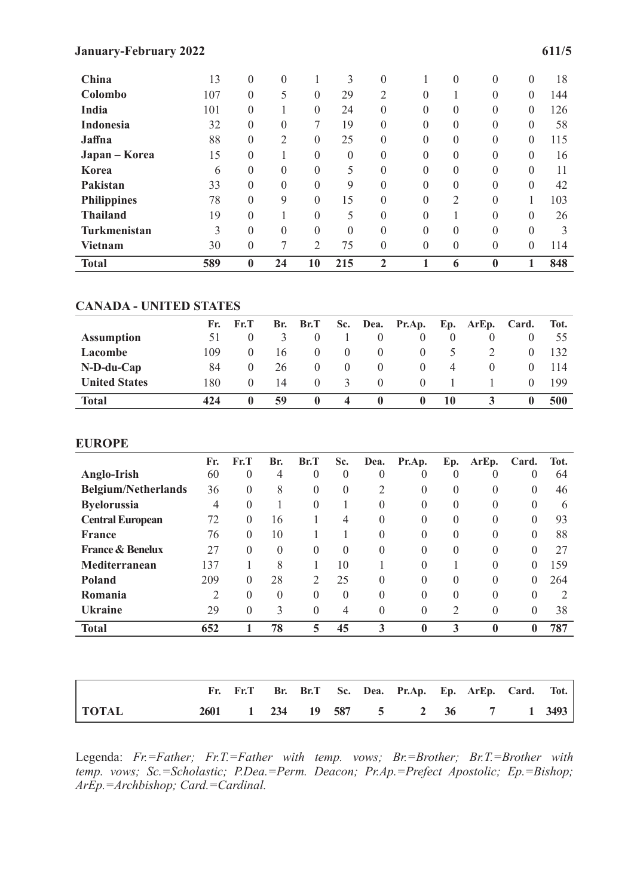| China | 13 | 0 | 0 | 1 | 3 | 0 | 1 | 0 | 0 | 0 | 18 |
|---|---|---|---|---|---|---|---|---|---|---|---|
| Colombo | 107 | 0 | 5 | 0 | 29 | 2 | 0 | 1 | 0 | 0 | 144 |
| India | 101 | 0 | 1 | 0 | 24 | 0 | 0 | 0 | 0 | 0 | 126 |
| Indonesia | 32 | 0 | 0 | 7 | 19 | 0 | 0 | 0 | 0 | 0 | 58 |
| Jaffna | 88 | 0 | 2 | 0 | 25 | 0 | 0 | 0 | 0 | 0 | 115 |
| Japan – Korea | 15 | 0 | 1 | 0 | 0 | 0 | 0 | 0 | 0 | 0 | 16 |
| Korea | 6 | 0 | 0 | 0 | 5 | 0 | 0 | 0 | 0 | 0 | 11 |
| Pakistan | 33 | 0 | 0 | 0 | 9 | 0 | 0 | 0 | 0 | 0 | 42 |
| Philippines | 78 | 0 | 9 | 0 | 15 | 0 | 0 | 2 | 0 | 1 | 103 |
| Thailand | 19 | 0 | 1 | 0 | 5 | 0 | 0 | 1 | 0 | 0 | 26 |
| Turkmenistan | 3 | 0 | 0 | 0 | 0 | 0 | 0 | 0 | 0 | 0 | 3 |
| Vietnam | 30 | 0 | 7 | 2 | 75 | 0 | 0 | 0 | 0 | 0 | 114 |
| **Total** | **589** | **0** | **24** | **10** | **215** | **2** | **1** | **6** | **0** | **1** | **848** |

## CANADA - UNITED STATES

| | Fr. | Fr.T | Br. | Br.T | Sc. | Dea. | Pr.Ap. | Ep. | ArEp. | Card. | Tot. |
|---|---|---|---|---|---|---|---|---|---|---|---|
| **Assumption** | 51 | 0 | 3 | 0 | 1 | 0 | 0 | 0 | 0 | 0 | 55 |
| **Lacombe** | 109 | 0 | 16 | 0 | 0 | 0 | 0 | 5 | 2 | 0 | 132 |
| **N-D-du-Cap** | 84 | 0 | 26 | 0 | 0 | 0 | 0 | 4 | 0 | 0 | 114 |
| **United States** | 180 | 0 | 14 | 0 | 3 | 0 | 0 | 1 | 1 | 0 | 199 |
| **Total** | **424** | **0** | **59** | **0** | **4** | **0** | **0** | **10** | **3** | **0** | **500** |

## EUROPE

| | Fr. | Fr.T | Br. | Br.T | Sc. | Dea. | Pr.Ap. | Ep. | ArEp. | Card. | Tot. |
|---|---|---|---|---|---|---|---|---|---|---|---|
| **Anglo-Irish** | 60 | 0 | 4 | 0 | 0 | 0 | 0 | 0 | 0 | 0 | 64 |
| **Belgium/Netherlands** | 36 | 0 | 8 | 0 | 0 | 2 | 0 | 0 | 0 | 0 | 46 |
| **Byelorussia** | 4 | 0 | 1 | 0 | 1 | 0 | 0 | 0 | 0 | 0 | 6 |
| **Central European** | 72 | 0 | 16 | 1 | 4 | 0 | 0 | 0 | 0 | 0 | 93 |
| **France** | 76 | 0 | 10 | 1 | 1 | 0 | 0 | 0 | 0 | 0 | 88 |
| **France & Benelux** | 27 | 0 | 0 | 0 | 0 | 0 | 0 | 0 | 0 | 0 | 27 |
| **Mediterranean** | 137 | 1 | 8 | 1 | 10 | 1 | 0 | 1 | 0 | 0 | 159 |
| **Poland** | 209 | 0 | 28 | 2 | 25 | 0 | 0 | 0 | 0 | 0 | 264 |
| **Romania** | 2 | 0 | 0 | 0 | 0 | 0 | 0 | 0 | 0 | 0 | 2 |
| **Ukraine** | 29 | 0 | 3 | 0 | 4 | 0 | 0 | 2 | 0 | 0 | 38 |
| **Total** | **652** | **1** | **78** | **5** | **45** | **3** | **0** | **3** | **0** | **0** | **787** |

| | Fr. | Fr.T | Br. | Br.T | Sc. | Dea. | Pr.Ap. | Ep. | ArEp. | Card. | Tot. |
|---|---|---|---|---|---|---|---|---|---|---|---|
| **TOTAL** | **2601** | **1** | **234** | **19** | **587** | **5** | **2** | **36** | **7** | **1** | **3493** |

Legenda: *Fr.=Father; Fr.T.=Father with temp. vows; Br.=Brother; Br.T.=Brother with temp. vows; Sc.=Scholastic; P.Dea.=Perm. Deacon; Pr.Ap.=Prefect Apostolic; Ep.=Bishop; ArEp.=Archbishop; Card.=Cardinal.*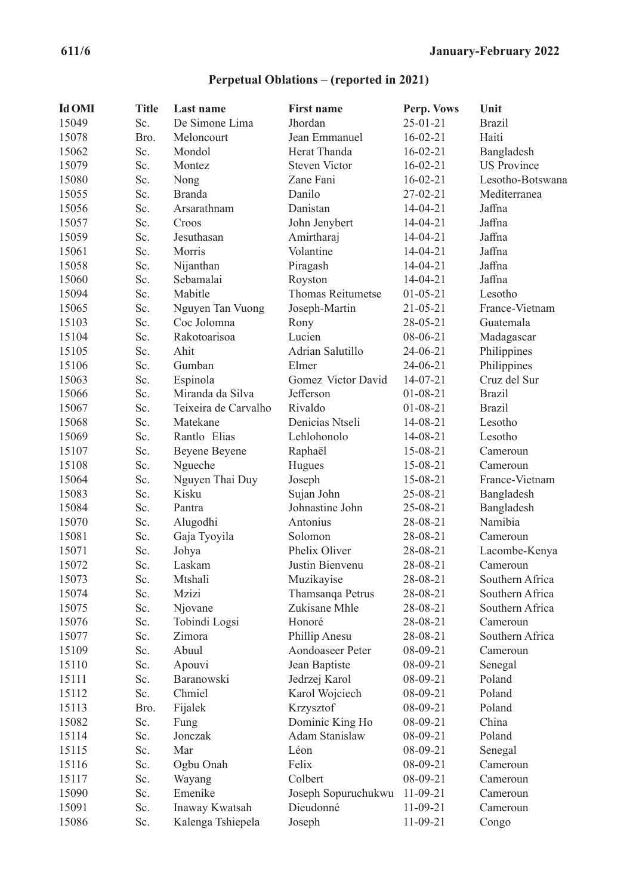## Perpetual Oblations – (reported in 2021)

| Id OMI | Title | Last name | First name | Perp. Vows | Unit |
|---|---|---|---|---|---|
| 15049 | Sc. | De Simone Lima | Jhordan | 25-01-21 | Brazil |
| 15078 | Bro. | Meloncourt | Jean Emmanuel | 16-02-21 | Haiti |
| 15062 | Sc. | Mondol | Herat Thanda | 16-02-21 | Bangladesh |
| 15079 | Sc. | Montez | Steven Victor | 16-02-21 | US Province |
| 15080 | Sc. | Nong | Zane Fani | 16-02-21 | Lesotho-Botswana |
| 15055 | Sc. | Branda | Danilo | 27-02-21 | Mediterranea |
| 15056 | Sc. | Arsarathnam | Danistan | 14-04-21 | Jaffna |
| 15057 | Sc. | Croos | John Jenybert | 14-04-21 | Jaffna |
| 15059 | Sc. | Jesuthasan | Amirtharaj | 14-04-21 | Jaffna |
| 15061 | Sc. | Morris | Volantine | 14-04-21 | Jaffna |
| 15058 | Sc. | Nijanthan | Piragash | 14-04-21 | Jaffna |
| 15060 | Sc. | Sebamalai | Royston | 14-04-21 | Jaffna |
| 15094 | Sc. | Mabitle | Thomas Reitumetse | 01-05-21 | Lesotho |
| 15065 | Sc. | Nguyen Tan Vuong | Joseph-Martin | 21-05-21 | France-Vietnam |
| 15103 | Sc. | Coc Jolomna | Rony | 28-05-21 | Guatemala |
| 15104 | Sc. | Rakotoarisoa | Lucien | 08-06-21 | Madagascar |
| 15105 | Sc. | Ahit | Adrian Salutillo | 24-06-21 | Philippines |
| 15106 | Sc. | Gumban | Elmer | 24-06-21 | Philippines |
| 15063 | Sc. | Espinola | Gomez Victor David | 14-07-21 | Cruz del Sur |
| 15066 | Sc. | Miranda da Silva | Jefferson | 01-08-21 | Brazil |
| 15067 | Sc. | Teixeira de Carvalho | Rivaldo | 01-08-21 | Brazil |
| 15068 | Sc. | Matekane | Denicias Ntseli | 14-08-21 | Lesotho |
| 15069 | Sc. | Rantlo Elias | Lehlohonolo | 14-08-21 | Lesotho |
| 15107 | Sc. | Beyene Beyene | Raphaël | 15-08-21 | Cameroun |
| 15108 | Sc. | Ngueche | Hugues | 15-08-21 | Cameroun |
| 15064 | Sc. | Nguyen Thai Duy | Joseph | 15-08-21 | France-Vietnam |
| 15083 | Sc. | Kisku | Sujan John | 25-08-21 | Bangladesh |
| 15084 | Sc. | Pantra | Johnastine John | 25-08-21 | Bangladesh |
| 15070 | Sc. | Alugodhi | Antonius | 28-08-21 | Namibia |
| 15081 | Sc. | Gaja Tyoyila | Solomon | 28-08-21 | Cameroun |
| 15071 | Sc. | Johya | Phelix Oliver | 28-08-21 | Lacombe-Kenya |
| 15072 | Sc. | Laskam | Justin Bienvenu | 28-08-21 | Cameroun |
| 15073 | Sc. | Mtshali | Muzikayise | 28-08-21 | Southern Africa |
| 15074 | Sc. | Mzizi | Thamsanqa Petrus | 28-08-21 | Southern Africa |
| 15075 | Sc. | Njovane | Zukisane Mhle | 28-08-21 | Southern Africa |
| 15076 | Sc. | Tobindi Logsi | Honoré | 28-08-21 | Cameroun |
| 15077 | Sc. | Zimora | Phillip Anesu | 28-08-21 | Southern Africa |
| 15109 | Sc. | Abuul | Aondoaseer Peter | 08-09-21 | Cameroun |
| 15110 | Sc. | Apouvi | Jean Baptiste | 08-09-21 | Senegal |
| 15111 | Sc. | Baranowski | Jedrzej Karol | 08-09-21 | Poland |
| 15112 | Sc. | Chmiel | Karol Wojciech | 08-09-21 | Poland |
| 15113 | Bro. | Fijalek | Krzysztof | 08-09-21 | Poland |
| 15082 | Sc. | Fung | Dominic King Ho | 08-09-21 | China |
| 15114 | Sc. | Jonczak | Adam Stanislaw | 08-09-21 | Poland |
| 15115 | Sc. | Mar | Léon | 08-09-21 | Senegal |
| 15116 | Sc. | Ogbu Onah | Felix | 08-09-21 | Cameroun |
| 15117 | Sc. | Wayang | Colbert | 08-09-21 | Cameroun |
| 15090 | Sc. | Emenike | Joseph Sopuruchukwu | 11-09-21 | Cameroun |
| 15091 | Sc. | Inaway Kwatsah | Dieudonné | 11-09-21 | Cameroun |
| 15086 | Sc. | Kalenga Tshiepela | Joseph | 11-09-21 | Congo |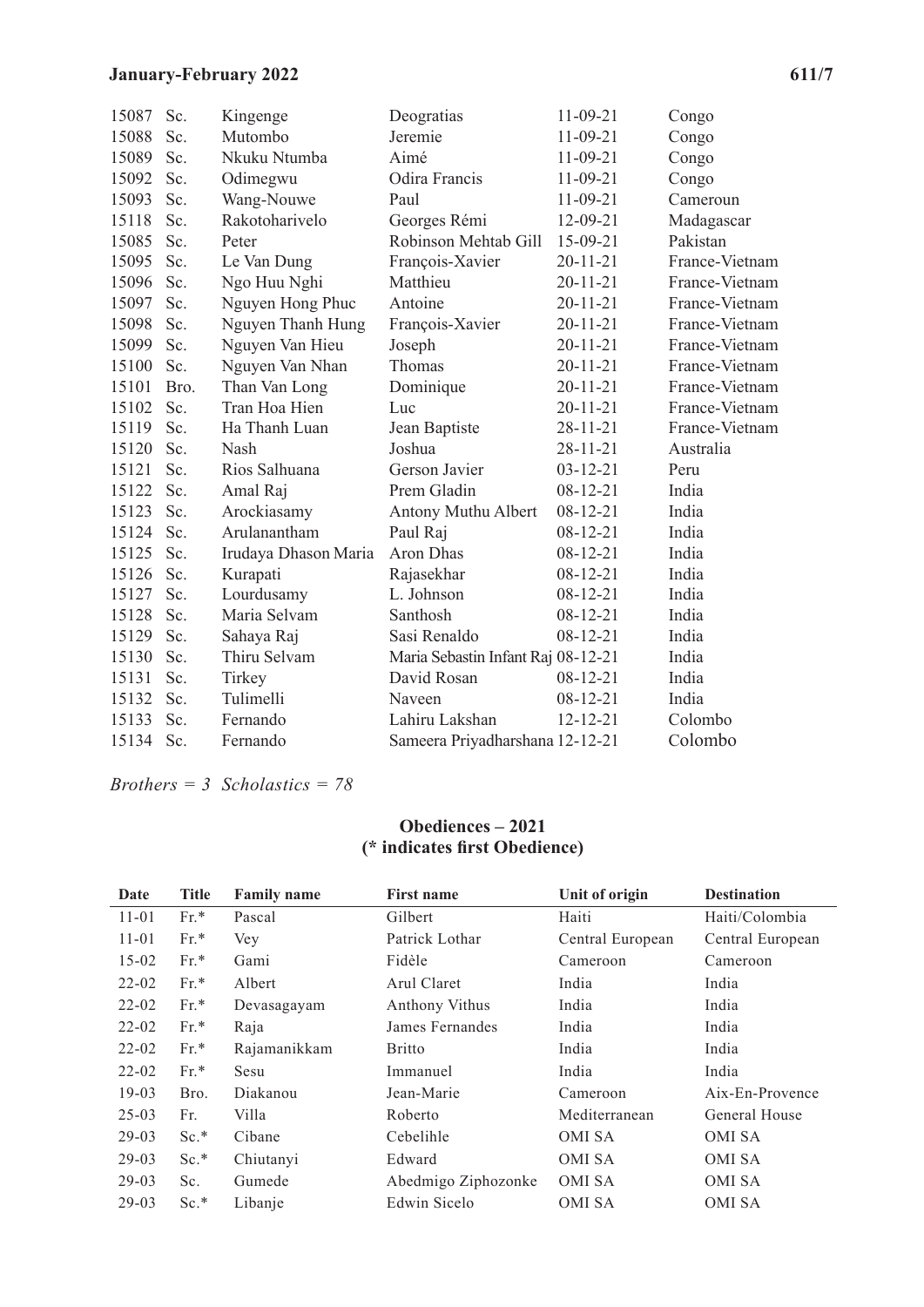| | | | | | |
|---|---|---|---|---|---|
| 15087 | Sc. | Kingenge | Deogratias | 11-09-21 | Congo |
| 15088 | Sc. | Mutombo | Jeremie | 11-09-21 | Congo |
| 15089 | Sc. | Nkuku Ntumba | Aimé | 11-09-21 | Congo |
| 15092 | Sc. | Odimegwu | Odira Francis | 11-09-21 | Congo |
| 15093 | Sc. | Wang-Nouwe | Paul | 11-09-21 | Cameroun |
| 15118 | Sc. | Rakotoharivelo | Georges Rémi | 12-09-21 | Madagascar |
| 15085 | Sc. | Peter | Robinson Mehtab Gill | 15-09-21 | Pakistan |
| 15095 | Sc. | Le Van Dung | François-Xavier | 20-11-21 | France-Vietnam |
| 15096 | Sc. | Ngo Huu Nghi | Matthieu | 20-11-21 | France-Vietnam |
| 15097 | Sc. | Nguyen Hong Phuc | Antoine | 20-11-21 | France-Vietnam |
| 15098 | Sc. | Nguyen Thanh Hung | François-Xavier | 20-11-21 | France-Vietnam |
| 15099 | Sc. | Nguyen Van Hieu | Joseph | 20-11-21 | France-Vietnam |
| 15100 | Sc. | Nguyen Van Nhan | Thomas | 20-11-21 | France-Vietnam |
| 15101 | Bro. | Than Van Long | Dominique | 20-11-21 | France-Vietnam |
| 15102 | Sc. | Tran Hoa Hien | Luc | 20-11-21 | France-Vietnam |
| 15119 | Sc. | Ha Thanh Luan | Jean Baptiste | 28-11-21 | France-Vietnam |
| 15120 | Sc. | Nash | Joshua | 28-11-21 | Australia |
| 15121 | Sc. | Rios Salhuana | Gerson Javier | 03-12-21 | Peru |
| 15122 | Sc. | Amal Raj | Prem Gladin | 08-12-21 | India |
| 15123 | Sc. | Arockiasamy | Antony Muthu Albert | 08-12-21 | India |
| 15124 | Sc. | Arulanantham | Paul Raj | 08-12-21 | India |
| 15125 | Sc. | Irudaya Dhason Maria | Aron Dhas | 08-12-21 | India |
| 15126 | Sc. | Kurapati | Rajasekhar | 08-12-21 | India |
| 15127 | Sc. | Lourdusamy | L. Johnson | 08-12-21 | India |
| 15128 | Sc. | Maria Selvam | Santhosh | 08-12-21 | India |
| 15129 | Sc. | Sahaya Raj | Sasi Renaldo | 08-12-21 | India |
| 15130 | Sc. | Thiru Selvam | Maria Sebastin Infant Raj | 08-12-21 | India |
| 15131 | Sc. | Tirkey | David Rosan | 08-12-21 | India |
| 15132 | Sc. | Tulimelli | Naveen | 08-12-21 | India |
| 15133 | Sc. | Fernando | Lahiru Lakshan | 12-12-21 | Colombo |
| 15134 | Sc. | Fernando | Sameera Priyadharshana | 12-12-21 | Colombo |

*Brothers = 3 Scholastics = 78*

## Obediences – 2021
**(* indicates first Obedience)**

| Date | Title | Family name | First name | Unit of origin | Destination |
|---|---|---|---|---|---|
| 11-01 | Fr.* | Pascal | Gilbert | Haiti | Haiti/Colombia |
| 11-01 | Fr.* | Vey | Patrick Lothar | Central European | Central European |
| 15-02 | Fr.* | Gami | Fidèle | Cameroon | Cameroon |
| 22-02 | Fr.* | Albert | Arul Claret | India | India |
| 22-02 | Fr.* | Devasagayam | Anthony Vithus | India | India |
| 22-02 | Fr.* | Raja | James Fernandes | India | India |
| 22-02 | Fr.* | Rajamanikkam | Britto | India | India |
| 22-02 | Fr.* | Sesu | Immanuel | India | India |
| 19-03 | Bro. | Diakanou | Jean-Marie | Cameroon | Aix-En-Provence |
| 25-03 | Fr. | Villa | Roberto | Mediterranean | General House |
| 29-03 | Sc.* | Cibane | Cebelihle | OMI SA | OMI SA |
| 29-03 | Sc.* | Chiutanyi | Edward | OMI SA | OMI SA |
| 29-03 | Sc. | Gumede | Abedmigo Ziphozonke | OMI SA | OMI SA |
| 29-03 | Sc.* | Libanje | Edwin Sicelo | OMI SA | OMI SA |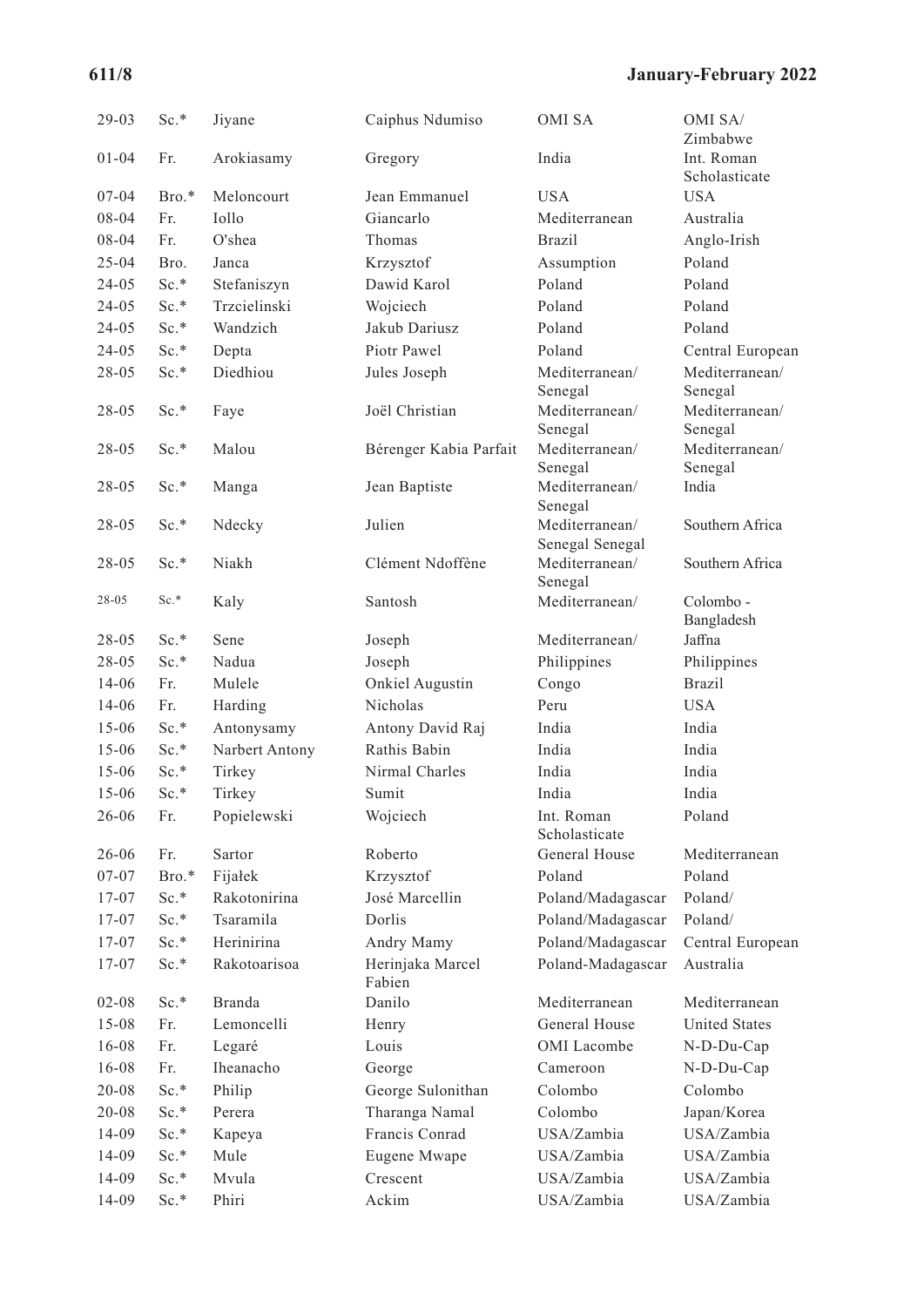| | | | | | |
|---|---|---|---|---|---|
| 29-03 | Sc.* | Jiyane | Caiphus Ndumiso | OMI SA | OMI SA/ Zimbabwe |
| 01-04 | Fr. | Arokiasamy | Gregory | India | Int. Roman Scholasticate |
| 07-04 | Bro.* | Meloncourt | Jean Emmanuel | USA | USA |
| 08-04 | Fr. | Iollo | Giancarlo | Mediterranean | Australia |
| 08-04 | Fr. | O'shea | Thomas | Brazil | Anglo-Irish |
| 25-04 | Bro. | Janca | Krzysztof | Assumption | Poland |
| 24-05 | Sc.* | Stefaniszyn | Dawid Karol | Poland | Poland |
| 24-05 | Sc.* | Trzcielinski | Wojciech | Poland | Poland |
| 24-05 | Sc.* | Wandzich | Jakub Dariusz | Poland | Poland |
| 24-05 | Sc.* | Depta | Piotr Pawel | Poland | Central European |
| 28-05 | Sc.* | Diedhiou | Jules Joseph | Mediterranean/ Senegal | Mediterranean/ Senegal |
| 28-05 | Sc.* | Faye | Joël Christian | Mediterranean/ Senegal | Mediterranean/ Senegal |
| 28-05 | Sc.* | Malou | Bérenger Kabia Parfait | Mediterranean/ Senegal | Mediterranean/ Senegal |
| 28-05 | Sc.* | Manga | Jean Baptiste | Mediterranean/ Senegal | India |
| 28-05 | Sc.* | Ndecky | Julien | Mediterranean/ Senegal Senegal | Southern Africa |
| 28-05 | Sc.* | Niakh | Clément Ndoffène | Mediterranean/ Senegal | Southern Africa |
| 28-05 | Sc.* | Kaly | Santosh | Mediterranean/ | Colombo - Bangladesh |
| 28-05 | Sc.* | Sene | Joseph | Mediterranean/ | Jaffna |
| 28-05 | Sc.* | Nadua | Joseph | Philippines | Philippines |
| 14-06 | Fr. | Mulele | Onkiel Augustin | Congo | Brazil |
| 14-06 | Fr. | Harding | Nicholas | Peru | USA |
| 15-06 | Sc.* | Antonysamy | Antony David Raj | India | India |
| 15-06 | Sc.* | Narbert Antony | Rathis Babin | India | India |
| 15-06 | Sc.* | Tirkey | Nirmal Charles | India | India |
| 15-06 | Sc.* | Tirkey | Sumit | India | India |
| 26-06 | Fr. | Popielewski | Wojciech | Int. Roman Scholasticate | Poland |
| 26-06 | Fr. | Sartor | Roberto | General House | Mediterranean |
| 07-07 | Bro.* | Fijałek | Krzysztof | Poland | Poland |
| 17-07 | Sc.* | Rakotonirina | José Marcellin | Poland/Madagascar | Poland/ |
| 17-07 | Sc.* | Tsaramila | Dorlis | Poland/Madagascar | Poland/ |
| 17-07 | Sc.* | Herinirina | Andry Mamy | Poland/Madagascar | Central European |
| 17-07 | Sc.* | Rakotoarisoa | Herinjaka Marcel Fabien | Poland-Madagascar | Australia |
| 02-08 | Sc.* | Branda | Danilo | Mediterranean | Mediterranean |
| 15-08 | Fr. | Lemoncelli | Henry | General House | United States |
| 16-08 | Fr. | Legaré | Louis | OMI Lacombe | N-D-Du-Cap |
| 16-08 | Fr. | Iheanacho | George | Cameroon | N-D-Du-Cap |
| 20-08 | Sc.* | Philip | George Sulonithan | Colombo | Colombo |
| 20-08 | Sc.* | Perera | Tharanga Namal | Colombo | Japan/Korea |
| 14-09 | Sc.* | Kapeya | Francis Conrad | USA/Zambia | USA/Zambia |
| 14-09 | Sc.* | Mule | Eugene Mwape | USA/Zambia | USA/Zambia |
| 14-09 | Sc.* | Mvula | Crescent | USA/Zambia | USA/Zambia |
| 14-09 | Sc.* | Phiri | Ackim | USA/Zambia | USA/Zambia |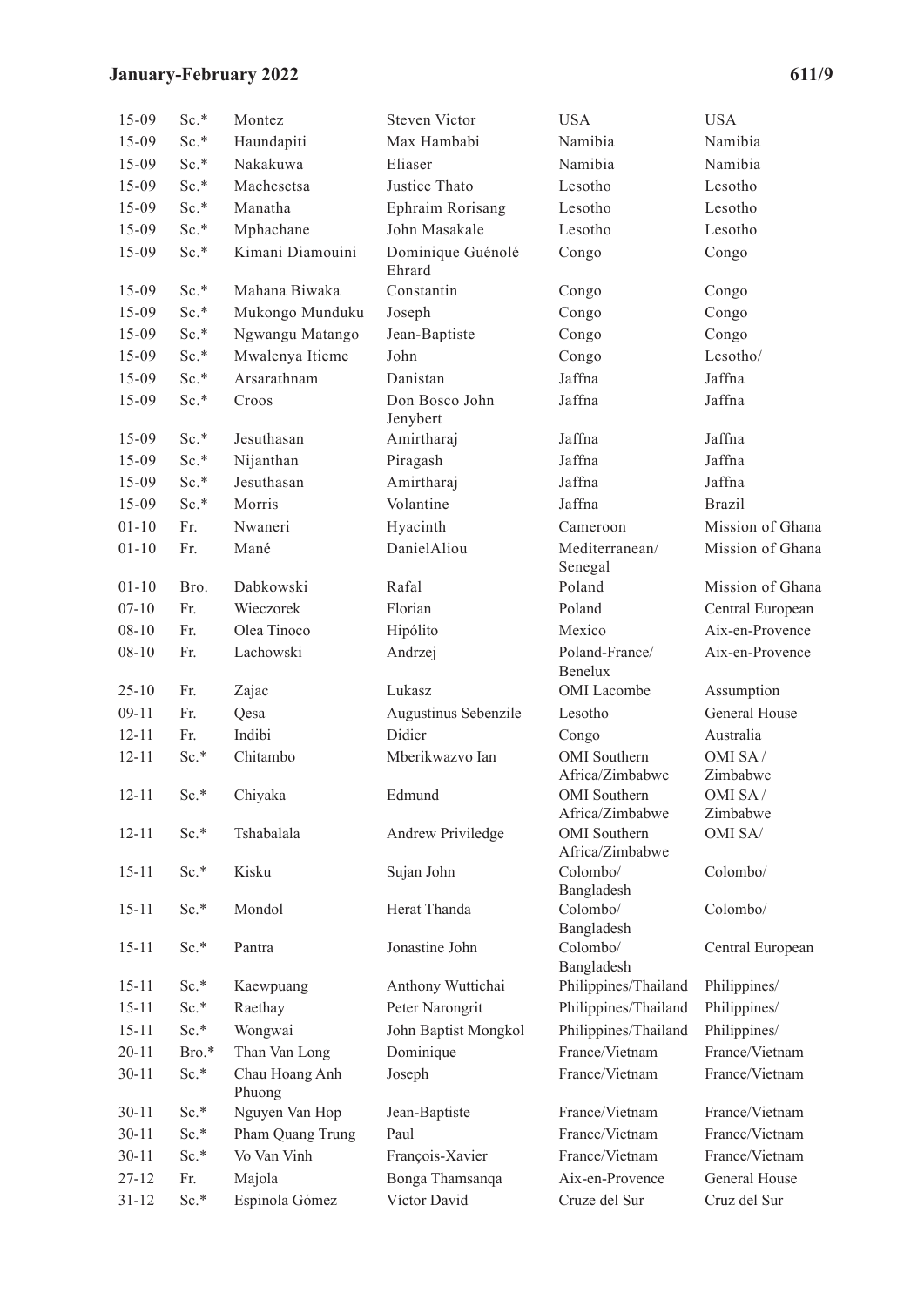| | | | | | |
|---|---|---|---|---|---|
| 15-09 | Sc.* | Montez | Steven Victor | USA | USA |
| 15-09 | Sc.* | Haundapiti | Max Hambabi | Namibia | Namibia |
| 15-09 | Sc.* | Nakakuwa | Eliaser | Namibia | Namibia |
| 15-09 | Sc.* | Machesetsa | Justice Thato | Lesotho | Lesotho |
| 15-09 | Sc.* | Manatha | Ephraim Rorisang | Lesotho | Lesotho |
| 15-09 | Sc.* | Mphachane | John Masakale | Lesotho | Lesotho |
| 15-09 | Sc.* | Kimani Diamouini | Dominique Guénolé Ehrard | Congo | Congo |
| 15-09 | Sc.* | Mahana Biwaka | Constantin | Congo | Congo |
| 15-09 | Sc.* | Mukongo Munduku | Joseph | Congo | Congo |
| 15-09 | Sc.* | Ngwangu Matango | Jean-Baptiste | Congo | Congo |
| 15-09 | Sc.* | Mwalenya Itieme | John | Congo | Lesotho/ |
| 15-09 | Sc.* | Arsarathnam | Danistan | Jaffna | Jaffna |
| 15-09 | Sc.* | Croos | Don Bosco John Jenybert | Jaffna | Jaffna |
| 15-09 | Sc.* | Jesuthasan | Amirtharaj | Jaffna | Jaffna |
| 15-09 | Sc.* | Nijanthan | Piragash | Jaffna | Jaffna |
| 15-09 | Sc.* | Jesuthasan | Amirtharaj | Jaffna | Jaffna |
| 15-09 | Sc.* | Morris | Volantine | Jaffna | Brazil |
| 01-10 | Fr. | Nwaneri | Hyacinth | Cameroon | Mission of Ghana |
| 01-10 | Fr. | Mané | DanielAliou | Mediterranean/ Senegal | Mission of Ghana |
| 01-10 | Bro. | Dabkowski | Rafal | Poland | Mission of Ghana |
| 07-10 | Fr. | Wieczorek | Florian | Poland | Central European |
| 08-10 | Fr. | Olea Tinoco | Hipólito | Mexico | Aix-en-Provence |
| 08-10 | Fr. | Lachowski | Andrzej | Poland-France/ Benelux | Aix-en-Provence |
| 25-10 | Fr. | Zajac | Lukasz | OMI Lacombe | Assumption |
| 09-11 | Fr. | Qesa | Augustinus Sebenzile | Lesotho | General House |
| 12-11 | Fr. | Indibi | Didier | Congo | Australia |
| 12-11 | Sc.* | Chitambo | Mberikwazvo Ian | OMI Southern Africa/Zimbabwe | OMI SA / Zimbabwe |
| 12-11 | Sc.* | Chiyaka | Edmund | OMI Southern Africa/Zimbabwe | OMI SA / Zimbabwe |
| 12-11 | Sc.* | Tshabalala | Andrew Priviledge | OMI Southern Africa/Zimbabwe | OMI SA/ |
| 15-11 | Sc.* | Kisku | Sujan John | Colombo/ Bangladesh | Colombo/ |
| 15-11 | Sc.* | Mondol | Herat Thanda | Colombo/ Bangladesh | Colombo/ |
| 15-11 | Sc.* | Pantra | Jonastine John | Colombo/ Bangladesh | Central European |
| 15-11 | Sc.* | Kaewpuang | Anthony Wuttichai | Philippines/Thailand | Philippines/ |
| 15-11 | Sc.* | Raethay | Peter Narongrit | Philippines/Thailand | Philippines/ |
| 15-11 | Sc.* | Wongwai | John Baptist Mongkol | Philippines/Thailand | Philippines/ |
| 20-11 | Bro.* | Than Van Long | Dominique | France/Vietnam | France/Vietnam |
| 30-11 | Sc.* | Chau Hoang Anh Phuong | Joseph | France/Vietnam | France/Vietnam |
| 30-11 | Sc.* | Nguyen Van Hop | Jean-Baptiste | France/Vietnam | France/Vietnam |
| 30-11 | Sc.* | Pham Quang Trung | Paul | France/Vietnam | France/Vietnam |
| 30-11 | Sc.* | Vo Van Vinh | François-Xavier | France/Vietnam | France/Vietnam |
| 27-12 | Fr. | Majola | Bonga Thamsanqa | Aix-en-Provence | General House |
| 31-12 | Sc.* | Espinola Gómez | Víctor David | Cruze del Sur | Cruz del Sur |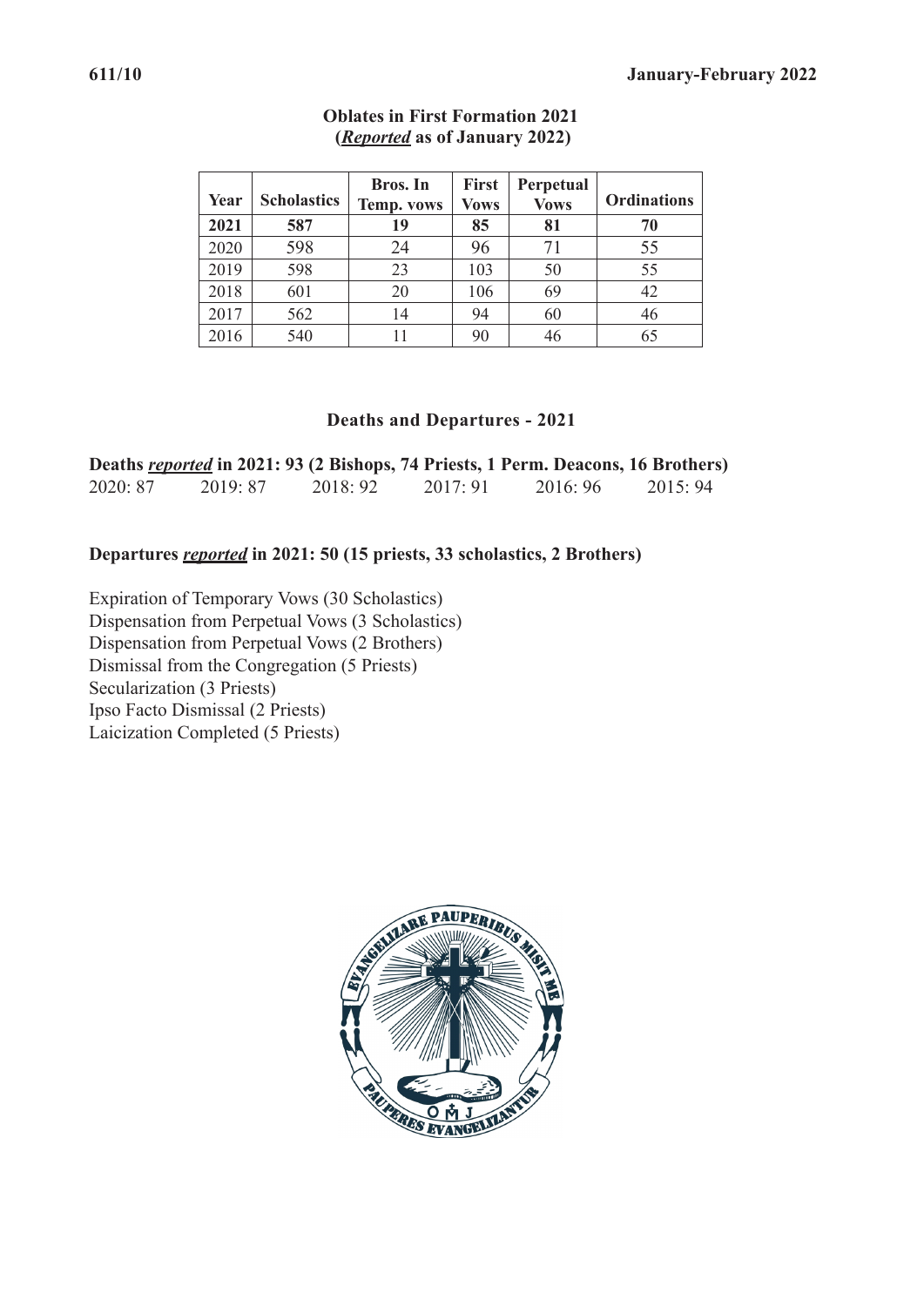**Oblates in First Formation 2021**
**(*Reported* as of January 2022)**

| Year | Scholastics | Bros. In Temp. vows | First Vows | Perpetual Vows | Ordinations |
|---|---|---|---|---|---|
| **2021** | **587** | **19** | **85** | **81** | **70** |
| 2020 | 598 | 24 | 96 | 71 | 55 |
| 2019 | 598 | 23 | 103 | 50 | 55 |
| 2018 | 601 | 20 | 106 | 69 | 42 |
| 2017 | 562 | 14 | 94 | 60 | 46 |
| 2016 | 540 | 11 | 90 | 46 | 65 |

## Deaths and Departures - 2021

**Deaths *reported* in 2021: 93 (2 Bishops, 74 Priests, 1 Perm. Deacons, 16 Brothers)**

2020: 87 2019: 87 2018: 92 2017: 91 2016: 96 2015: 94

**Departures *reported* in 2021: 50 (15 priests, 33 scholastics, 2 Brothers)**

Expiration of Temporary Vows (30 Scholastics)
Dispensation from Perpetual Vows (3 Scholastics)
Dispensation from Perpetual Vows (2 Brothers)
Dismissal from the Congregation (5 Priests)
Secularization (3 Priests)
Ipso Facto Dismissal (2 Priests)
Laicization Completed (5 Priests)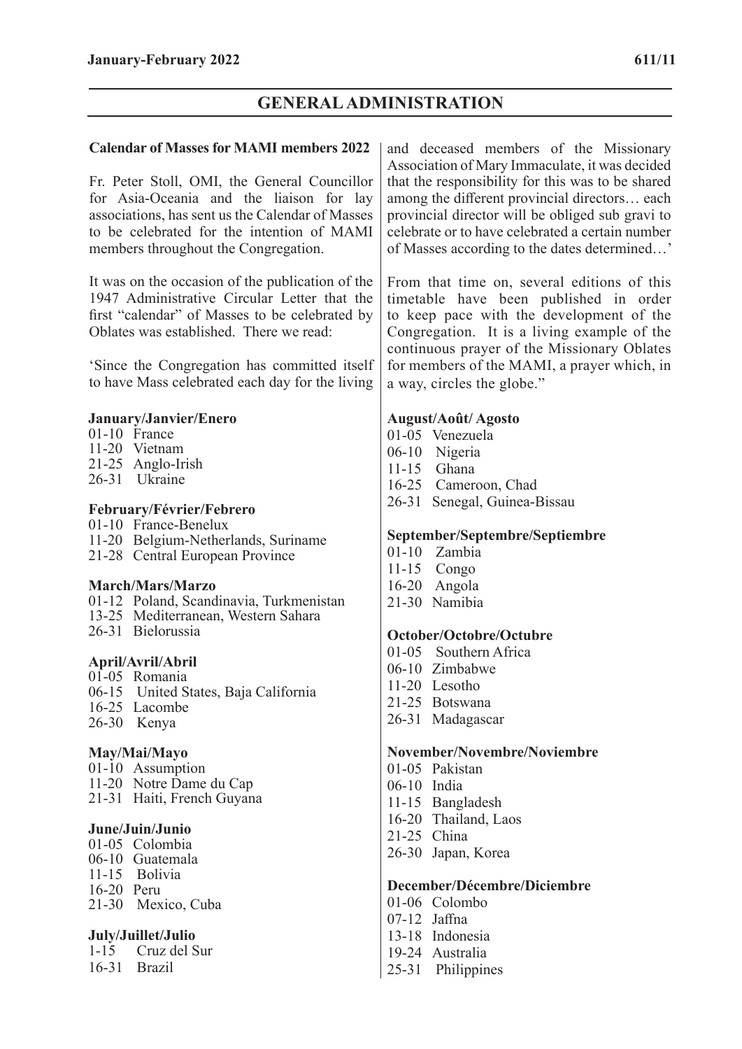## GENERAL ADMINISTRATION

### Calendar of Masses for MAMI members 2022

Fr. Peter Stoll, OMI, the General Councillor for Asia-Oceania and the liaison for lay associations, has sent us the Calendar of Masses to be celebrated for the intention of MAMI members throughout the Congregation.

It was on the occasion of the publication of the 1947 Administrative Circular Letter that the first "calendar" of Masses to be celebrated by Oblates was established. There we read:

'Since the Congregation has committed itself to have Mass celebrated each day for the living and deceased members of the Missionary Association of Mary Immaculate, it was decided that the responsibility for this was to be shared among the different provincial directors… each provincial director will be obliged sub gravi to celebrate or to have celebrated a certain number of Masses according to the dates determined…'

From that time on, several editions of this timetable have been published in order to keep pace with the development of the Congregation. It is a living example of the continuous prayer of the Missionary Oblates for members of the MAMI, a prayer which, in a way, circles the globe."

**January/Janvier/Enero**
01-10 France
11-20 Vietnam
21-25 Anglo-Irish
26-31 Ukraine

**February/Février/Febrero**
01-10 France-Benelux
11-20 Belgium-Netherlands, Suriname
21-28 Central European Province

**March/Mars/Marzo**
01-12 Poland, Scandinavia, Turkmenistan
13-25 Mediterranean, Western Sahara
26-31 Bielorussia

**April/Avril/Abril**
01-05 Romania
06-15 United States, Baja California
16-25 Lacombe
26-30 Kenya

**May/Mai/Mayo**
01-10 Assumption
11-20 Notre Dame du Cap
21-31 Haiti, French Guyana

**June/Juin/Junio**
01-05 Colombia
06-10 Guatemala
11-15 Bolivia
16-20 Peru
21-30 Mexico, Cuba

**July/Juillet/Julio**
1-15 Cruz del Sur
16-31 Brazil

**August/Août/ Agosto**
01-05 Venezuela
06-10 Nigeria
11-15 Ghana
16-25 Cameroon, Chad
26-31 Senegal, Guinea-Bissau

**September/Septembre/Septiembre**
01-10 Zambia
11-15 Congo
16-20 Angola
21-30 Namibia

**October/Octobre/Octubre**
01-05 Southern Africa
06-10 Zimbabwe
11-20 Lesotho
21-25 Botswana
26-31 Madagascar

**November/Novembre/Noviembre**
01-05 Pakistan
06-10 India
11-15 Bangladesh
16-20 Thailand, Laos
21-25 China
26-30 Japan, Korea

**December/Décembre/Diciembre**
01-06 Colombo
07-12 Jaffna
13-18 Indonesia
19-24 Australia
25-31 Philippines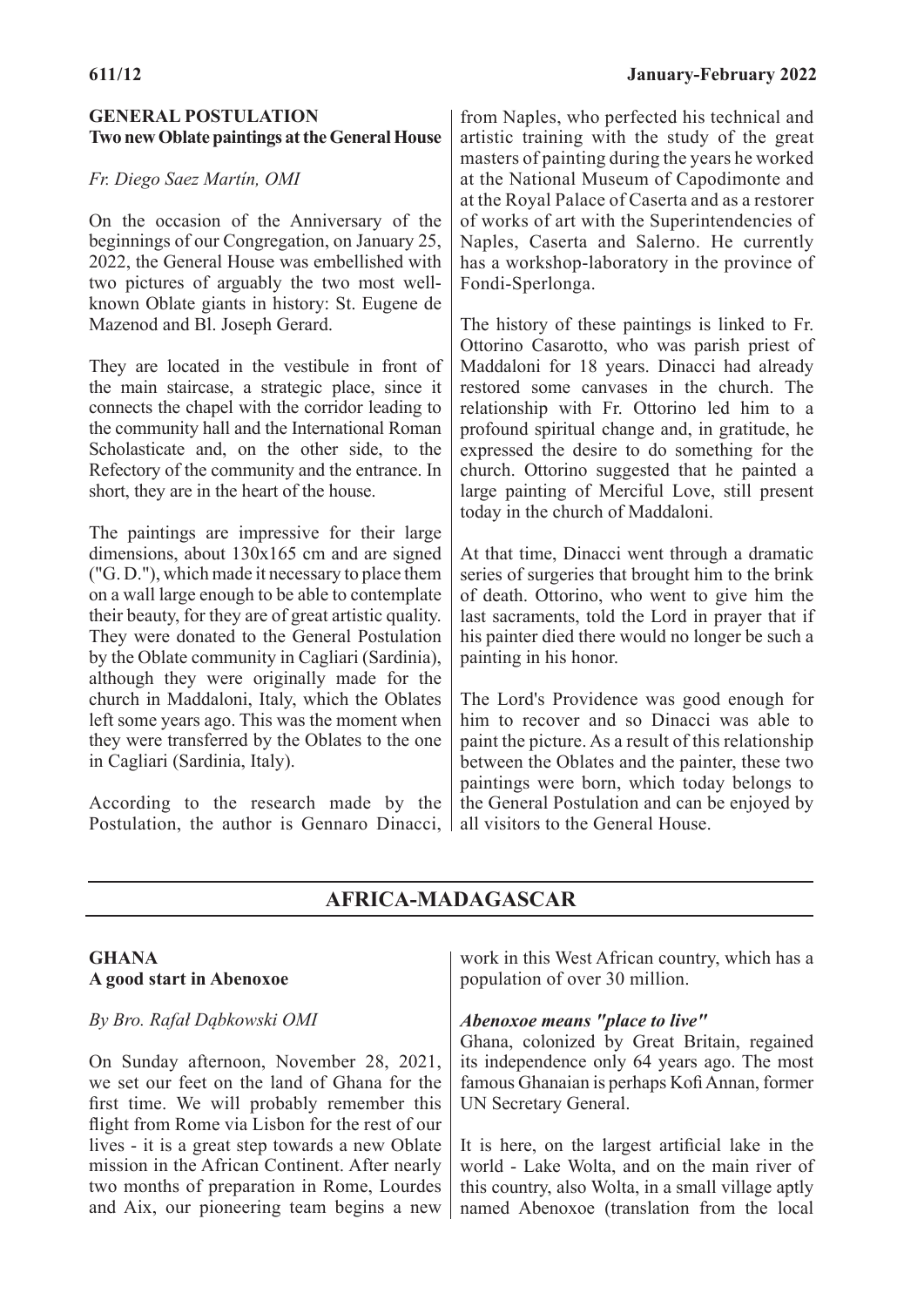## GENERAL POSTULATION

### Two new Oblate paintings at the General House

*Fr. Diego Saez Martín, OMI*

On the occasion of the Anniversary of the beginnings of our Congregation, on January 25, 2022, the General House was embellished with two pictures of arguably the two most well-known Oblate giants in history: St. Eugene de Mazenod and Bl. Joseph Gerard.

They are located in the vestibule in front of the main staircase, a strategic place, since it connects the chapel with the corridor leading to the community hall and the International Roman Scholasticate and, on the other side, to the Refectory of the community and the entrance. In short, they are in the heart of the house.

The paintings are impressive for their large dimensions, about 130x165 cm and are signed ("G. D."), which made it necessary to place them on a wall large enough to be able to contemplate their beauty, for they are of great artistic quality. They were donated to the General Postulation by the Oblate community in Cagliari (Sardinia), although they were originally made for the church in Maddaloni, Italy, which the Oblates left some years ago. This was the moment when they were transferred by the Oblates to the one in Cagliari (Sardinia, Italy).

According to the research made by the Postulation, the author is Gennaro Dinacci, from Naples, who perfected his technical and artistic training with the study of the great masters of painting during the years he worked at the National Museum of Capodimonte and at the Royal Palace of Caserta and as a restorer of works of art with the Superintendencies of Naples, Caserta and Salerno. He currently has a workshop-laboratory in the province of Fondi-Sperlonga.

The history of these paintings is linked to Fr. Ottorino Casarotto, who was parish priest of Maddaloni for 18 years. Dinacci had already restored some canvases in the church. The relationship with Fr. Ottorino led him to a profound spiritual change and, in gratitude, he expressed the desire to do something for the church. Ottorino suggested that he painted a large painting of Merciful Love, still present today in the church of Maddaloni.

At that time, Dinacci went through a dramatic series of surgeries that brought him to the brink of death. Ottorino, who went to give him the last sacraments, told the Lord in prayer that if his painter died there would no longer be such a painting in his honor.

The Lord's Providence was good enough for him to recover and so Dinacci was able to paint the picture. As a result of this relationship between the Oblates and the painter, these two paintings were born, which today belongs to the General Postulation and can be enjoyed by all visitors to the General House.

# AFRICA-MADAGASCAR

## GHANA

### A good start in Abenoxoe

*By Bro. Rafał Dąbkowski OMI*

On Sunday afternoon, November 28, 2021, we set our feet on the land of Ghana for the first time. We will probably remember this flight from Rome via Lisbon for the rest of our lives - it is a great step towards a new Oblate mission in the African Continent. After nearly two months of preparation in Rome, Lourdes and Aix, our pioneering team begins a new work in this West African country, which has a population of over 30 million.

***Abenoxoe means "place to live"***

Ghana, colonized by Great Britain, regained its independence only 64 years ago. The most famous Ghanaian is perhaps Kofi Annan, former UN Secretary General.

It is here, on the largest artificial lake in the world - Lake Wolta, and on the main river of this country, also Wolta, in a small village aptly named Abenoxoe (translation from the local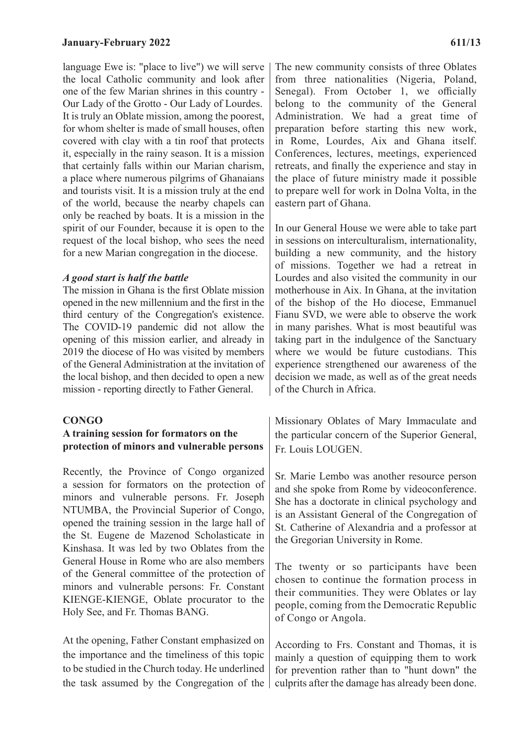language Ewe is: "place to live") we will serve the local Catholic community and look after one of the few Marian shrines in this country - Our Lady of the Grotto - Our Lady of Lourdes. It is truly an Oblate mission, among the poorest, for whom shelter is made of small houses, often covered with clay with a tin roof that protects it, especially in the rainy season. It is a mission that certainly falls within our Marian charism, a place where numerous pilgrims of Ghanaians and tourists visit. It is a mission truly at the end of the world, because the nearby chapels can only be reached by boats. It is a mission in the spirit of our Founder, because it is open to the request of the local bishop, who sees the need for a new Marian congregation in the diocese.

***A good start is half the battle***

The mission in Ghana is the first Oblate mission opened in the new millennium and the first in the third century of the Congregation's existence. The COVID-19 pandemic did not allow the opening of this mission earlier, and already in 2019 the diocese of Ho was visited by members of the General Administration at the invitation of the local bishop, and then decided to open a new mission - reporting directly to Father General.

The new community consists of three Oblates from three nationalities (Nigeria, Poland, Senegal). From October 1, we officially belong to the community of the General Administration. We had a great time of preparation before starting this new work, in Rome, Lourdes, Aix and Ghana itself. Conferences, lectures, meetings, experienced retreats, and finally the experience and stay in the place of future ministry made it possible to prepare well for work in Dolna Volta, in the eastern part of Ghana.

In our General House we were able to take part in sessions on interculturalism, internationality, building a new community, and the history of missions. Together we had a retreat in Lourdes and also visited the community in our motherhouse in Aix. In Ghana, at the invitation of the bishop of the Ho diocese, Emmanuel Fianu SVD, we were able to observe the work in many parishes. What is most beautiful was taking part in the indulgence of the Sanctuary where we would be future custodians. This experience strengthened our awareness of the decision we made, as well as of the great needs of the Church in Africa.

## CONGO

### A training session for formators on the protection of minors and vulnerable persons

Recently, the Province of Congo organized a session for formators on the protection of minors and vulnerable persons. Fr. Joseph NTUMBA, the Provincial Superior of Congo, opened the training session in the large hall of the St. Eugene de Mazenod Scholasticate in Kinshasa. It was led by two Oblates from the General House in Rome who are also members of the General committee of the protection of minors and vulnerable persons: Fr. Constant KIENGE-KIENGE, Oblate procurator to the Holy See, and Fr. Thomas BANG.

At the opening, Father Constant emphasized on the importance and the timeliness of this topic to be studied in the Church today. He underlined the task assumed by the Congregation of the Missionary Oblates of Mary Immaculate and the particular concern of the Superior General, Fr. Louis LOUGEN.

Sr. Marie Lembo was another resource person and she spoke from Rome by videoconference. She has a doctorate in clinical psychology and is an Assistant General of the Congregation of St. Catherine of Alexandria and a professor at the Gregorian University in Rome.

The twenty or so participants have been chosen to continue the formation process in their communities. They were Oblates or lay people, coming from the Democratic Republic of Congo or Angola.

According to Frs. Constant and Thomas, it is mainly a question of equipping them to work for prevention rather than to "hunt down" the culprits after the damage has already been done.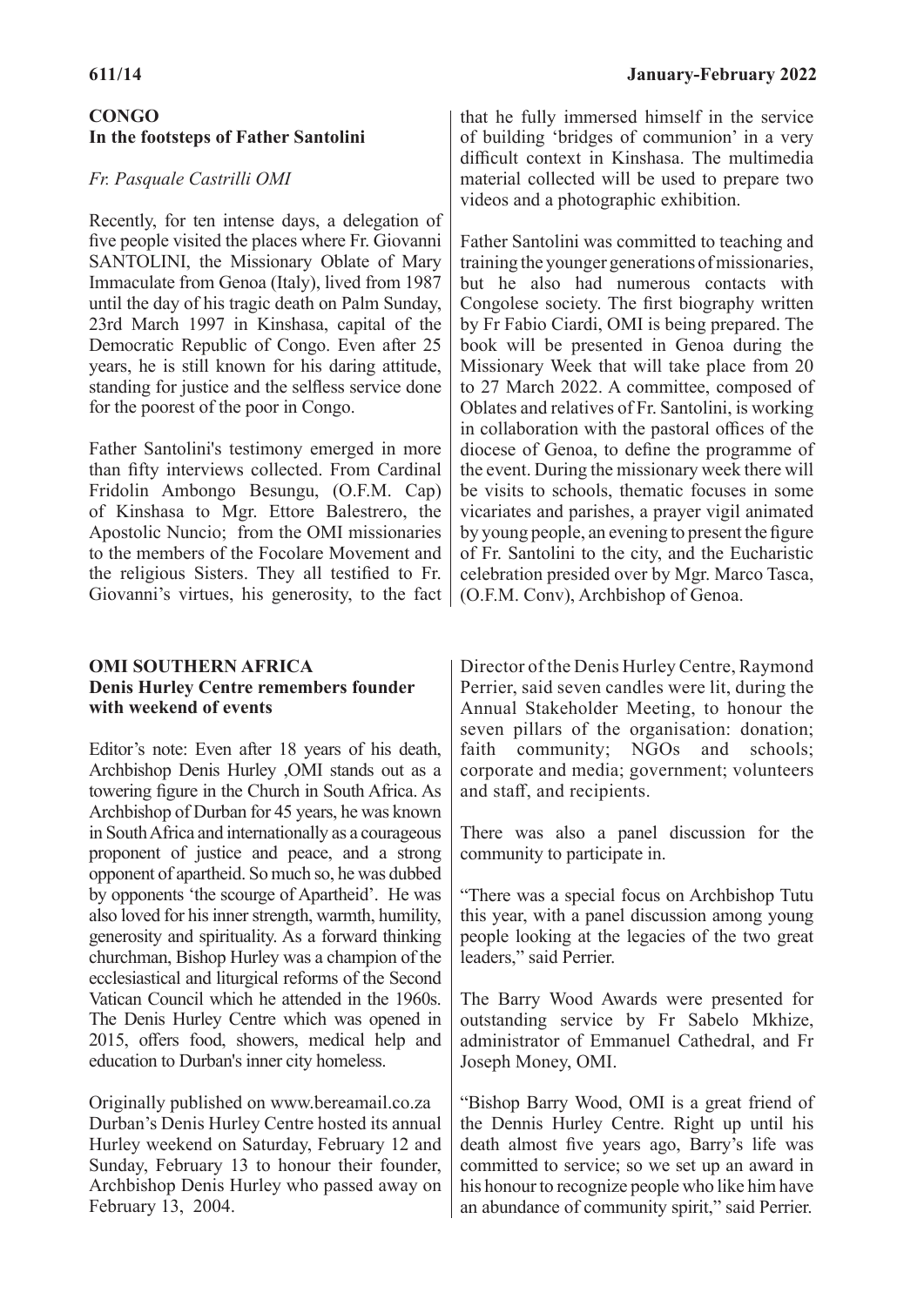## CONGO
### In the footsteps of Father Santolini

*Fr. Pasquale Castrilli OMI*

Recently, for ten intense days, a delegation of five people visited the places where Fr. Giovanni SANTOLINI, the Missionary Oblate of Mary Immaculate from Genoa (Italy), lived from 1987 until the day of his tragic death on Palm Sunday, 23rd March 1997 in Kinshasa, capital of the Democratic Republic of Congo. Even after 25 years, he is still known for his daring attitude, standing for justice and the selfless service done for the poorest of the poor in Congo.

Father Santolini's testimony emerged in more than fifty interviews collected. From Cardinal Fridolin Ambongo Besungu, (O.F.M. Cap) of Kinshasa to Mgr. Ettore Balestrero, the Apostolic Nuncio; from the OMI missionaries to the members of the Focolare Movement and the religious Sisters. They all testified to Fr. Giovanni's virtues, his generosity, to the fact that he fully immersed himself in the service of building 'bridges of communion' in a very difficult context in Kinshasa. The multimedia material collected will be used to prepare two videos and a photographic exhibition.

Father Santolini was committed to teaching and training the younger generations of missionaries, but he also had numerous contacts with Congolese society. The first biography written by Fr Fabio Ciardi, OMI is being prepared. The book will be presented in Genoa during the Missionary Week that will take place from 20 to 27 March 2022. A committee, composed of Oblates and relatives of Fr. Santolini, is working in collaboration with the pastoral offices of the diocese of Genoa, to define the programme of the event. During the missionary week there will be visits to schools, thematic focuses in some vicariates and parishes, a prayer vigil animated by young people, an evening to present the figure of Fr. Santolini to the city, and the Eucharistic celebration presided over by Mgr. Marco Tasca, (O.F.M. Conv), Archbishop of Genoa.

## OMI SOUTHERN AFRICA
### Denis Hurley Centre remembers founder with weekend of events

Editor's note: Even after 18 years of his death, Archbishop Denis Hurley ,OMI stands out as a towering figure in the Church in South Africa. As Archbishop of Durban for 45 years, he was known in South Africa and internationally as a courageous proponent of justice and peace, and a strong opponent of apartheid. So much so, he was dubbed by opponents 'the scourge of Apartheid'. He was also loved for his inner strength, warmth, humility, generosity and spirituality. As a forward thinking churchman, Bishop Hurley was a champion of the ecclesiastical and liturgical reforms of the Second Vatican Council which he attended in the 1960s. The Denis Hurley Centre which was opened in 2015, offers food, showers, medical help and education to Durban's inner city homeless.

Originally published on www.bereamail.co.za
Durban's Denis Hurley Centre hosted its annual Hurley weekend on Saturday, February 12 and Sunday, February 13 to honour their founder, Archbishop Denis Hurley who passed away on February 13, 2004.

Director of the Denis Hurley Centre, Raymond Perrier, said seven candles were lit, during the Annual Stakeholder Meeting, to honour the seven pillars of the organisation: donation; faith community; NGOs and schools; corporate and media; government; volunteers and staff, and recipients.

There was also a panel discussion for the community to participate in.

"There was a special focus on Archbishop Tutu this year, with a panel discussion among young people looking at the legacies of the two great leaders," said Perrier.

The Barry Wood Awards were presented for outstanding service by Fr Sabelo Mkhize, administrator of Emmanuel Cathedral, and Fr Joseph Money, OMI.

"Bishop Barry Wood, OMI is a great friend of the Dennis Hurley Centre. Right up until his death almost five years ago, Barry's life was committed to service; so we set up an award in his honour to recognize people who like him have an abundance of community spirit," said Perrier.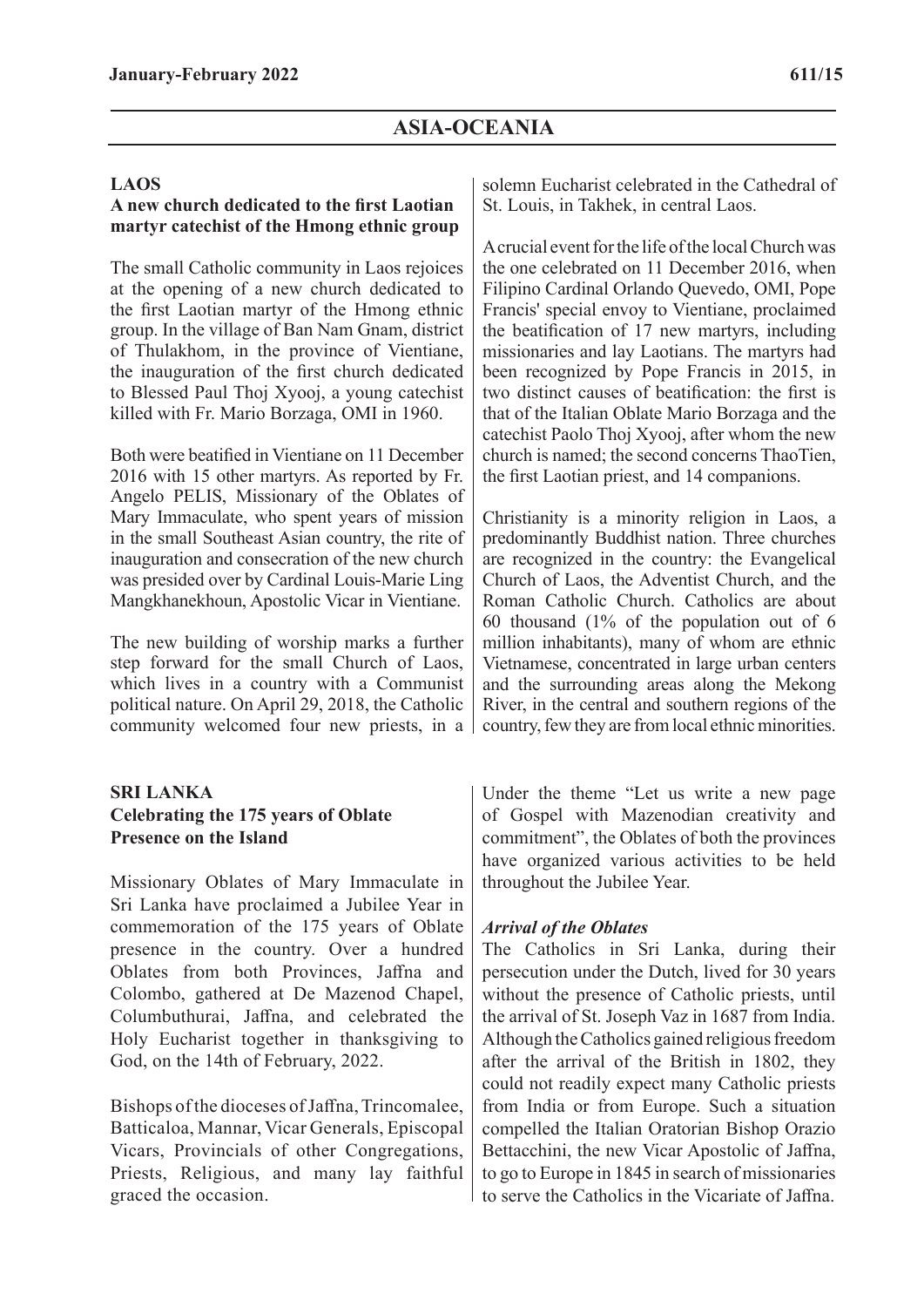# ASIA-OCEANIA

## LAOS

### A new church dedicated to the first Laotian martyr catechist of the Hmong ethnic group

The small Catholic community in Laos rejoices at the opening of a new church dedicated to the first Laotian martyr of the Hmong ethnic group. In the village of Ban Nam Gnam, district of Thulakhom, in the province of Vientiane, the inauguration of the first church dedicated to Blessed Paul Thoj Xyooj, a young catechist killed with Fr. Mario Borzaga, OMI in 1960.

Both were beatified in Vientiane on 11 December 2016 with 15 other martyrs. As reported by Fr. Angelo PELIS, Missionary of the Oblates of Mary Immaculate, who spent years of mission in the small Southeast Asian country, the rite of inauguration and consecration of the new church was presided over by Cardinal Louis-Marie Ling Mangkhanekhoun, Apostolic Vicar in Vientiane.

The new building of worship marks a further step forward for the small Church of Laos, which lives in a country with a Communist political nature. On April 29, 2018, the Catholic community welcomed four new priests, in a solemn Eucharist celebrated in the Cathedral of St. Louis, in Takhek, in central Laos.

A crucial event for the life of the local Church was the one celebrated on 11 December 2016, when Filipino Cardinal Orlando Quevedo, OMI, Pope Francis' special envoy to Vientiane, proclaimed the beatification of 17 new martyrs, including missionaries and lay Laotians. The martyrs had been recognized by Pope Francis in 2015, in two distinct causes of beatification: the first is that of the Italian Oblate Mario Borzaga and the catechist Paolo Thoj Xyooj, after whom the new church is named; the second concerns ThaoTien, the first Laotian priest, and 14 companions.

Christianity is a minority religion in Laos, a predominantly Buddhist nation. Three churches are recognized in the country: the Evangelical Church of Laos, the Adventist Church, and the Roman Catholic Church. Catholics are about 60 thousand (1% of the population out of 6 million inhabitants), many of whom are ethnic Vietnamese, concentrated in large urban centers and the surrounding areas along the Mekong River, in the central and southern regions of the country, few they are from local ethnic minorities.

## SRI LANKA

### Celebrating the 175 years of Oblate Presence on the Island

Missionary Oblates of Mary Immaculate in Sri Lanka have proclaimed a Jubilee Year in commemoration of the 175 years of Oblate presence in the country. Over a hundred Oblates from both Provinces, Jaffna and Colombo, gathered at De Mazenod Chapel, Columbuthurai, Jaffna, and celebrated the Holy Eucharist together in thanksgiving to God, on the 14th of February, 2022.

Bishops of the dioceses of Jaffna, Trincomalee, Batticaloa, Mannar, Vicar Generals, Episcopal Vicars, Provincials of other Congregations, Priests, Religious, and many lay faithful graced the occasion.

Under the theme "Let us write a new page of Gospel with Mazenodian creativity and commitment", the Oblates of both the provinces have organized various activities to be held throughout the Jubilee Year.

***Arrival of the Oblates***

The Catholics in Sri Lanka, during their persecution under the Dutch, lived for 30 years without the presence of Catholic priests, until the arrival of St. Joseph Vaz in 1687 from India. Although the Catholics gained religious freedom after the arrival of the British in 1802, they could not readily expect many Catholic priests from India or from Europe. Such a situation compelled the Italian Oratorian Bishop Orazio Bettacchini, the new Vicar Apostolic of Jaffna, to go to Europe in 1845 in search of missionaries to serve the Catholics in the Vicariate of Jaffna.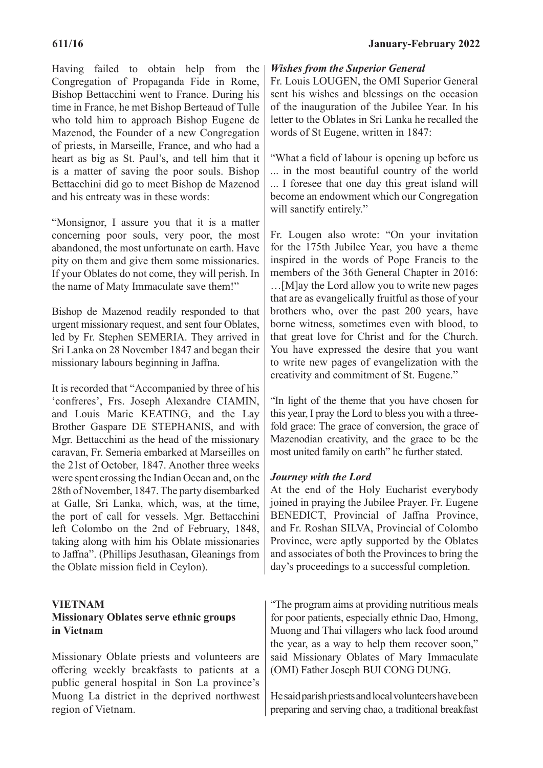Having failed to obtain help from the Congregation of Propaganda Fide in Rome, Bishop Bettacchini went to France. During his time in France, he met Bishop Berteaud of Tulle who told him to approach Bishop Eugene de Mazenod, the Founder of a new Congregation of priests, in Marseille, France, and who had a heart as big as St. Paul's, and tell him that it is a matter of saving the poor souls. Bishop Bettacchini did go to meet Bishop de Mazenod and his entreaty was in these words:

"Monsignor, I assure you that it is a matter concerning poor souls, very poor, the most abandoned, the most unfortunate on earth. Have pity on them and give them some missionaries. If your Oblates do not come, they will perish. In the name of Maty Immaculate save them!"

Bishop de Mazenod readily responded to that urgent missionary request, and sent four Oblates, led by Fr. Stephen SEMERIA. They arrived in Sri Lanka on 28 November 1847 and began their missionary labours beginning in Jaffna.

It is recorded that "Accompanied by three of his 'confreres', Frs. Joseph Alexandre CIAMIN, and Louis Marie KEATING, and the Lay Brother Gaspare DE STEPHANIS, and with Mgr. Bettacchini as the head of the missionary caravan, Fr. Semeria embarked at Marseilles on the 21st of October, 1847. Another three weeks were spent crossing the Indian Ocean and, on the 28th of November, 1847. The party disembarked at Galle, Sri Lanka, which, was, at the time, the port of call for vessels. Mgr. Bettacchini left Colombo on the 2nd of February, 1848, taking along with him his Oblate missionaries to Jaffna". (Phillips Jesuthasan, Gleanings from the Oblate mission field in Ceylon).

***Wishes from the Superior General***

Fr. Louis LOUGEN, the OMI Superior General sent his wishes and blessings on the occasion of the inauguration of the Jubilee Year. In his letter to the Oblates in Sri Lanka he recalled the words of St Eugene, written in 1847:

"What a field of labour is opening up before us ... in the most beautiful country of the world ... I foresee that one day this great island will become an endowment which our Congregation will sanctify entirely."

Fr. Lougen also wrote: "On your invitation for the 175th Jubilee Year, you have a theme inspired in the words of Pope Francis to the members of the 36th General Chapter in 2016: …[M]ay the Lord allow you to write new pages that are as evangelically fruitful as those of your brothers who, over the past 200 years, have borne witness, sometimes even with blood, to that great love for Christ and for the Church. You have expressed the desire that you want to write new pages of evangelization with the creativity and commitment of St. Eugene."

"In light of the theme that you have chosen for this year, I pray the Lord to bless you with a three-fold grace: The grace of conversion, the grace of Mazenodian creativity, and the grace to be the most united family on earth" he further stated.

***Journey with the Lord***

At the end of the Holy Eucharist everybody joined in praying the Jubilee Prayer. Fr. Eugene BENEDICT, Provincial of Jaffna Province, and Fr. Roshan SILVA, Provincial of Colombo Province, were aptly supported by the Oblates and associates of both the Provinces to bring the day's proceedings to a successful completion.

**VIETNAM**

**Missionary Oblates serve ethnic groups in Vietnam**

Missionary Oblate priests and volunteers are offering weekly breakfasts to patients at a public general hospital in Son La province's Muong La district in the deprived northwest region of Vietnam.

"The program aims at providing nutritious meals for poor patients, especially ethnic Dao, Hmong, Muong and Thai villagers who lack food around the year, as a way to help them recover soon," said Missionary Oblates of Mary Immaculate (OMI) Father Joseph BUI CONG DUNG.

He said parish priests and local volunteers have been preparing and serving chao, a traditional breakfast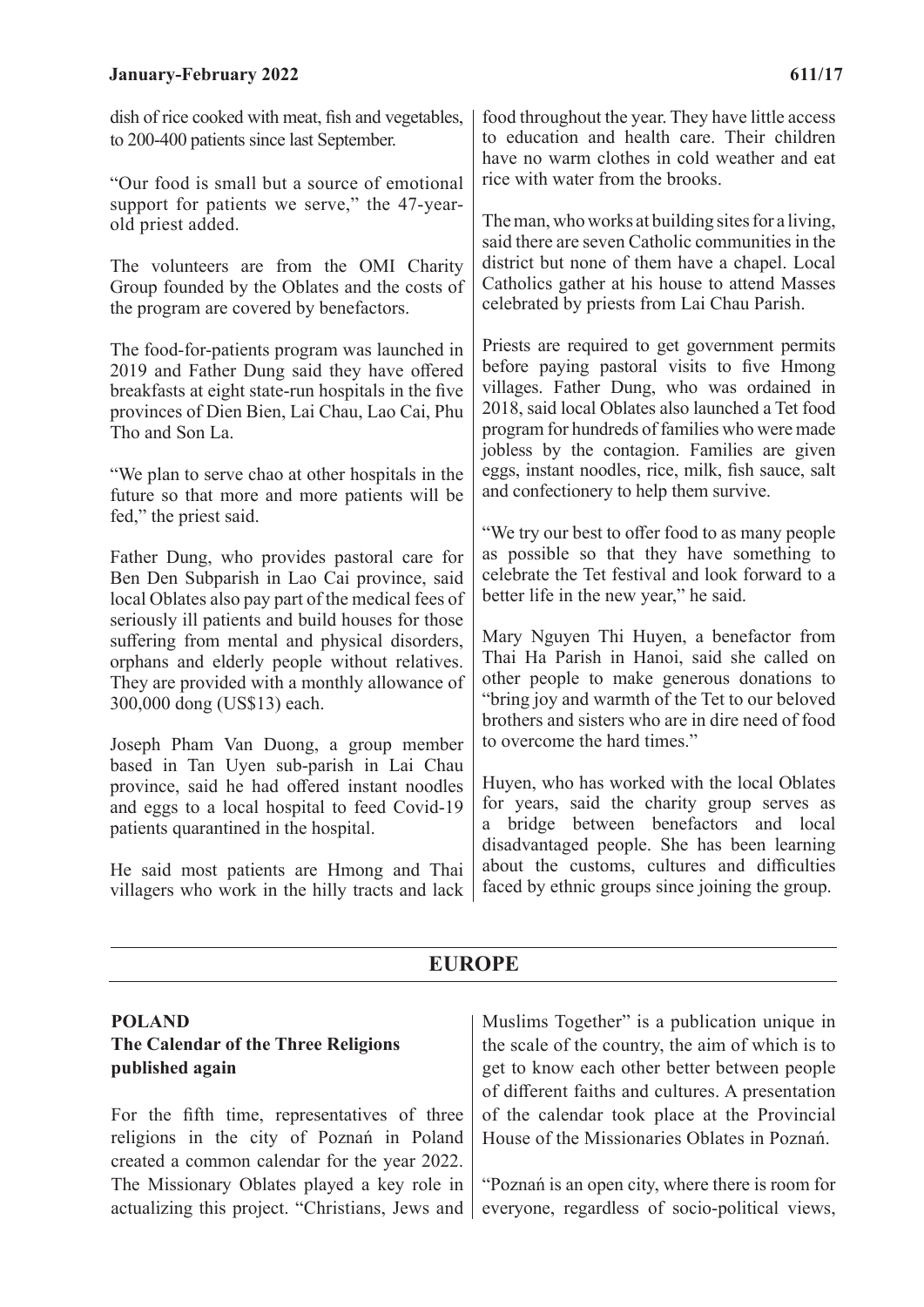dish of rice cooked with meat, fish and vegetables, to 200-400 patients since last September.

"Our food is small but a source of emotional support for patients we serve," the 47-year-old priest added.

The volunteers are from the OMI Charity Group founded by the Oblates and the costs of the program are covered by benefactors.

The food-for-patients program was launched in 2019 and Father Dung said they have offered breakfasts at eight state-run hospitals in the five provinces of Dien Bien, Lai Chau, Lao Cai, Phu Tho and Son La.

"We plan to serve chao at other hospitals in the future so that more and more patients will be fed," the priest said.

Father Dung, who provides pastoral care for Ben Den Subparish in Lao Cai province, said local Oblates also pay part of the medical fees of seriously ill patients and build houses for those suffering from mental and physical disorders, orphans and elderly people without relatives. They are provided with a monthly allowance of 300,000 dong (US$13) each.

Joseph Pham Van Duong, a group member based in Tan Uyen sub-parish in Lai Chau province, said he had offered instant noodles and eggs to a local hospital to feed Covid-19 patients quarantined in the hospital.

He said most patients are Hmong and Thai villagers who work in the hilly tracts and lack food throughout the year. They have little access to education and health care. Their children have no warm clothes in cold weather and eat rice with water from the brooks.

The man, who works at building sites for a living, said there are seven Catholic communities in the district but none of them have a chapel. Local Catholics gather at his house to attend Masses celebrated by priests from Lai Chau Parish.

Priests are required to get government permits before paying pastoral visits to five Hmong villages. Father Dung, who was ordained in 2018, said local Oblates also launched a Tet food program for hundreds of families who were made jobless by the contagion. Families are given eggs, instant noodles, rice, milk, fish sauce, salt and confectionery to help them survive.

"We try our best to offer food to as many people as possible so that they have something to celebrate the Tet festival and look forward to a better life in the new year," he said.

Mary Nguyen Thi Huyen, a benefactor from Thai Ha Parish in Hanoi, said she called on other people to make generous donations to "bring joy and warmth of the Tet to our beloved brothers and sisters who are in dire need of food to overcome the hard times."

Huyen, who has worked with the local Oblates for years, said the charity group serves as a bridge between benefactors and local disadvantaged people. She has been learning about the customs, cultures and difficulties faced by ethnic groups since joining the group.

## EUROPE

### POLAND
### The Calendar of the Three Religions published again

For the fifth time, representatives of three religions in the city of Poznań in Poland created a common calendar for the year 2022. The Missionary Oblates played a key role in actualizing this project. "Christians, Jews and Muslims Together" is a publication unique in the scale of the country, the aim of which is to get to know each other better between people of different faiths and cultures. A presentation of the calendar took place at the Provincial House of the Missionaries Oblates in Poznań.

"Poznań is an open city, where there is room for everyone, regardless of socio-political views,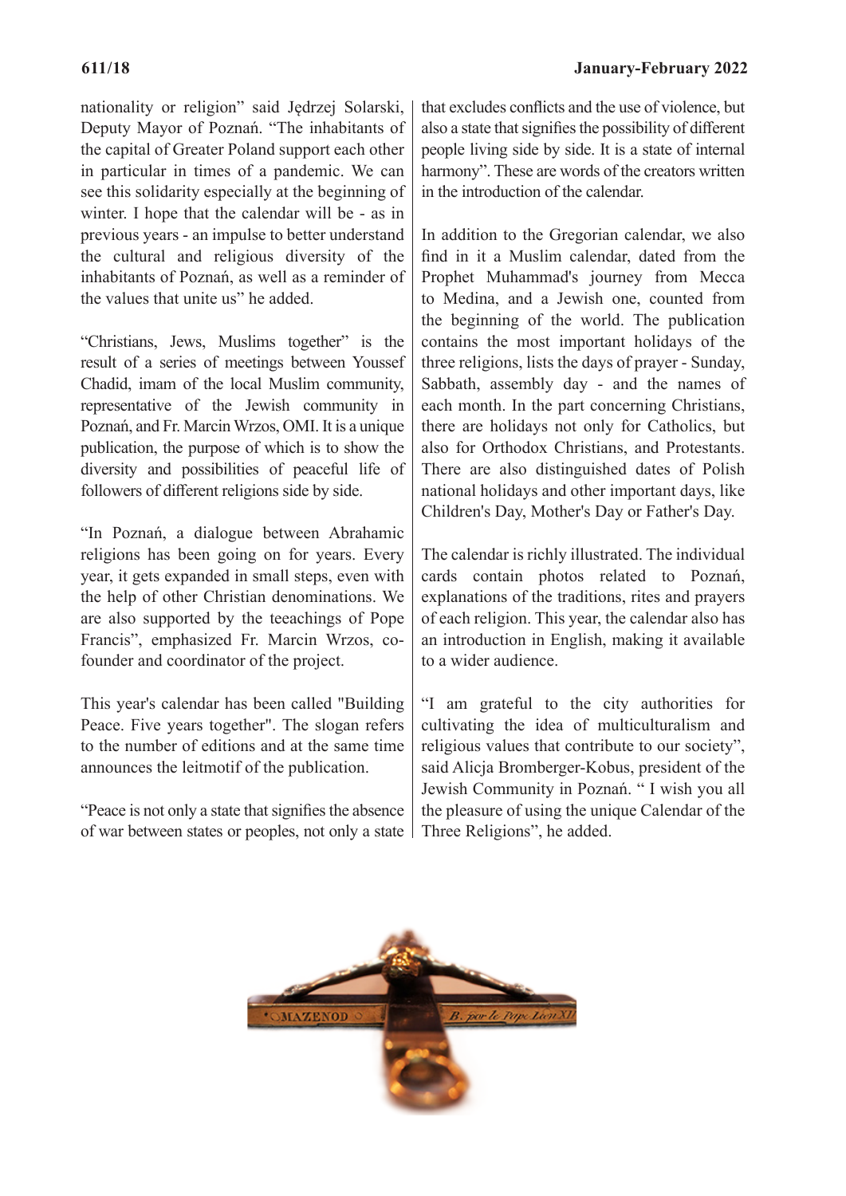nationality or religion" said Jędrzej Solarski, Deputy Mayor of Poznań. "The inhabitants of the capital of Greater Poland support each other in particular in times of a pandemic. We can see this solidarity especially at the beginning of winter. I hope that the calendar will be - as in previous years - an impulse to better understand the cultural and religious diversity of the inhabitants of Poznań, as well as a reminder of the values that unite us" he added.

"Christians, Jews, Muslims together" is the result of a series of meetings between Youssef Chadid, imam of the local Muslim community, representative of the Jewish community in Poznań, and Fr. Marcin Wrzos, OMI. It is a unique publication, the purpose of which is to show the diversity and possibilities of peaceful life of followers of different religions side by side.

"In Poznań, a dialogue between Abrahamic religions has been going on for years. Every year, it gets expanded in small steps, even with the help of other Christian denominations. We are also supported by the teeachings of Pope Francis", emphasized Fr. Marcin Wrzos, co-founder and coordinator of the project.

This year's calendar has been called "Building Peace. Five years together". The slogan refers to the number of editions and at the same time announces the leitmotif of the publication.

"Peace is not only a state that signifies the absence of war between states or peoples, not only a state that excludes conflicts and the use of violence, but also a state that signifies the possibility of different people living side by side. It is a state of internal harmony". These are words of the creators written in the introduction of the calendar.

In addition to the Gregorian calendar, we also find in it a Muslim calendar, dated from the Prophet Muhammad's journey from Mecca to Medina, and a Jewish one, counted from the beginning of the world. The publication contains the most important holidays of the three religions, lists the days of prayer - Sunday, Sabbath, assembly day - and the names of each month. In the part concerning Christians, there are holidays not only for Catholics, but also for Orthodox Christians, and Protestants. There are also distinguished dates of Polish national holidays and other important days, like Children's Day, Mother's Day or Father's Day.

The calendar is richly illustrated. The individual cards contain photos related to Poznań, explanations of the traditions, rites and prayers of each religion. This year, the calendar also has an introduction in English, making it available to a wider audience.

"I am grateful to the city authorities for cultivating the idea of multiculturalism and religious values that contribute to our society", said Alicja Bromberger-Kobus, president of the Jewish Community in Poznań. " I wish you all the pleasure of using the unique Calendar of the Three Religions", he added.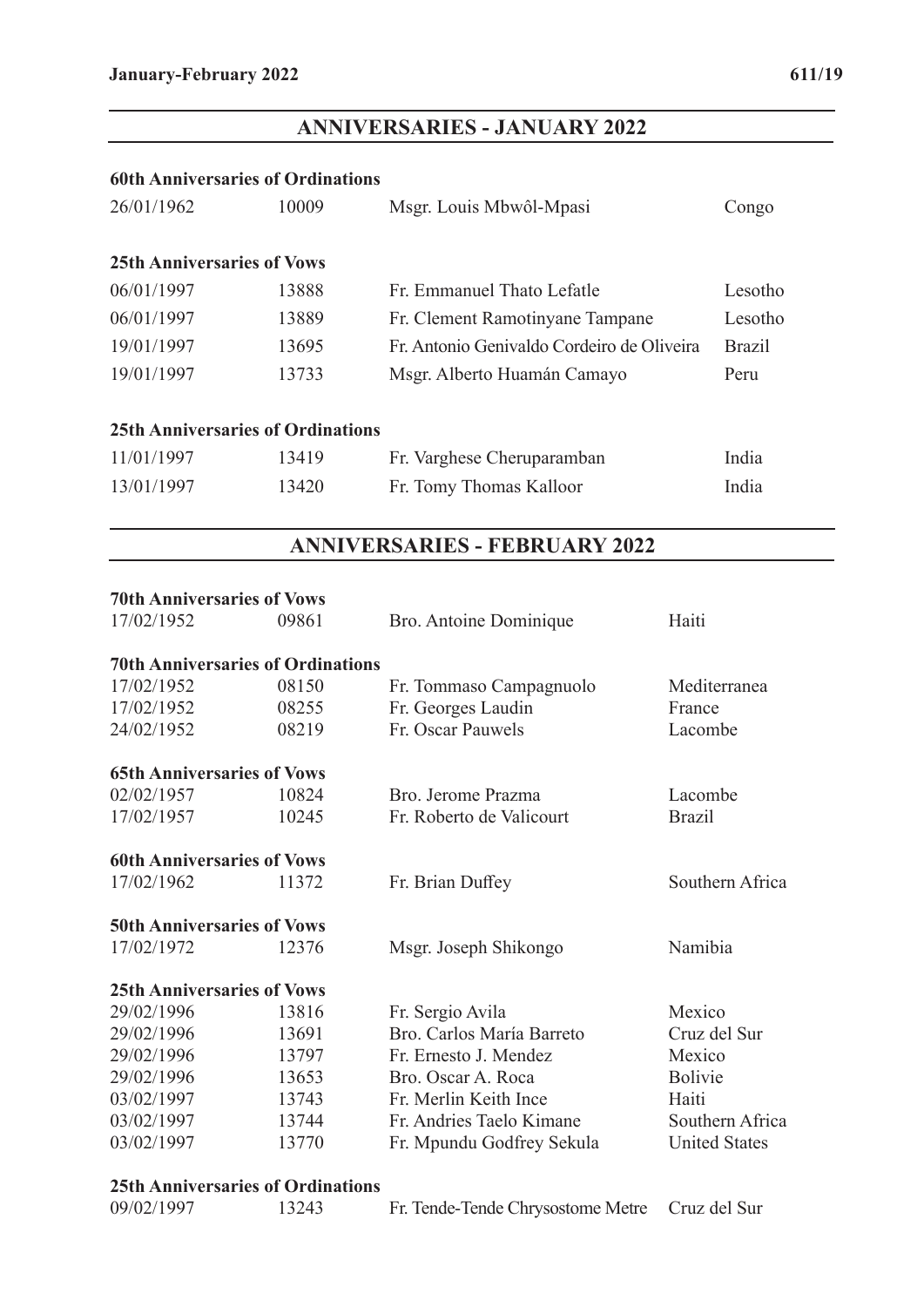## ANNIVERSARIES - JANUARY 2022

**60th Anniversaries of Ordinations**

| | | | |
|---|---|---|---|
| 26/01/1962 | 10009 | Msgr. Louis Mbwôl-Mpasi | Congo |

**25th Anniversaries of Vows**

| | | | |
|---|---|---|---|
| 06/01/1997 | 13888 | Fr. Emmanuel Thato Lefatle | Lesotho |
| 06/01/1997 | 13889 | Fr. Clement Ramotinyane Tampane | Lesotho |
| 19/01/1997 | 13695 | Fr. Antonio Genivaldo Cordeiro de Oliveira | Brazil |
| 19/01/1997 | 13733 | Msgr. Alberto Huamán Camayo | Peru |

**25th Anniversaries of Ordinations**

| | | | |
|---|---|---|---|
| 11/01/1997 | 13419 | Fr. Varghese Cheruparamban | India |
| 13/01/1997 | 13420 | Fr. Tomy Thomas Kalloor | India |

## ANNIVERSARIES - FEBRUARY 2022

**70th Anniversaries of Vows**

| | | | |
|---|---|---|---|
| 17/02/1952 | 09861 | Bro. Antoine Dominique | Haiti |

**70th Anniversaries of Ordinations**

| | | | |
|---|---|---|---|
| 17/02/1952 | 08150 | Fr. Tommaso Campagnuolo | Mediterranea |
| 17/02/1952 | 08255 | Fr. Georges Laudin | France |
| 24/02/1952 | 08219 | Fr. Oscar Pauwels | Lacombe |

**65th Anniversaries of Vows**

| | | | |
|---|---|---|---|
| 02/02/1957 | 10824 | Bro. Jerome Prazma | Lacombe |
| 17/02/1957 | 10245 | Fr. Roberto de Valicourt | Brazil |

**60th Anniversaries of Vows**

| | | | |
|---|---|---|---|
| 17/02/1962 | 11372 | Fr. Brian Duffey | Southern Africa |

**50th Anniversaries of Vows**

| | | | |
|---|---|---|---|
| 17/02/1972 | 12376 | Msgr. Joseph Shikongo | Namibia |

**25th Anniversaries of Vows**

| | | | |
|---|---|---|---|
| 29/02/1996 | 13816 | Fr. Sergio Avila | Mexico |
| 29/02/1996 | 13691 | Bro. Carlos María Barreto | Cruz del Sur |
| 29/02/1996 | 13797 | Fr. Ernesto J. Mendez | Mexico |
| 29/02/1996 | 13653 | Bro. Oscar A. Roca | Bolivie |
| 03/02/1997 | 13743 | Fr. Merlin Keith Ince | Haiti |
| 03/02/1997 | 13744 | Fr. Andries Taelo Kimane | Southern Africa |
| 03/02/1997 | 13770 | Fr. Mpundu Godfrey Sekula | United States |

**25th Anniversaries of Ordinations**

| | | | |
|---|---|---|---|
| 09/02/1997 | 13243 | Fr. Tende-Tende Chrysostome Metre | Cruz del Sur |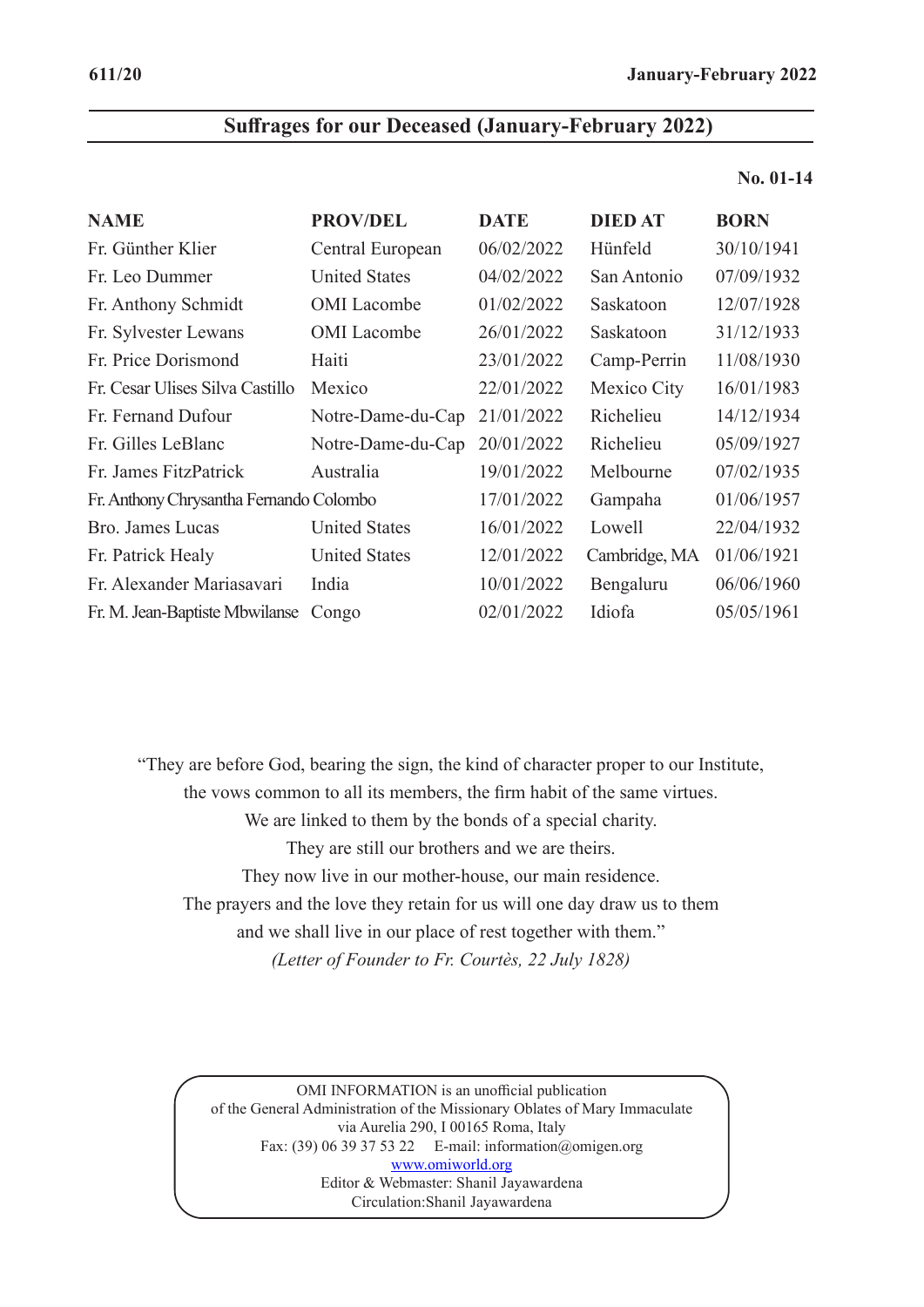## Suffrages for our Deceased (January-February 2022)

**No. 01-14**

| NAME | PROV/DEL | DATE | DIED AT | BORN |
|---|---|---|---|---|
| Fr. Günther Klier | Central European | 06/02/2022 | Hünfeld | 30/10/1941 |
| Fr. Leo Dummer | United States | 04/02/2022 | San Antonio | 07/09/1932 |
| Fr. Anthony Schmidt | OMI Lacombe | 01/02/2022 | Saskatoon | 12/07/1928 |
| Fr. Sylvester Lewans | OMI Lacombe | 26/01/2022 | Saskatoon | 31/12/1933 |
| Fr. Price Dorismond | Haiti | 23/01/2022 | Camp-Perrin | 11/08/1930 |
| Fr. Cesar Ulises Silva Castillo | Mexico | 22/01/2022 | Mexico City | 16/01/1983 |
| Fr. Fernand Dufour | Notre-Dame-du-Cap | 21/01/2022 | Richelieu | 14/12/1934 |
| Fr. Gilles LeBlanc | Notre-Dame-du-Cap | 20/01/2022 | Richelieu | 05/09/1927 |
| Fr. James FitzPatrick | Australia | 19/01/2022 | Melbourne | 07/02/1935 |
| Fr. Anthony Chrysantha Fernando | Colombo | 17/01/2022 | Gampaha | 01/06/1957 |
| Bro. James Lucas | United States | 16/01/2022 | Lowell | 22/04/1932 |
| Fr. Patrick Healy | United States | 12/01/2022 | Cambridge, MA | 01/06/1921 |
| Fr. Alexander Mariasavari | India | 10/01/2022 | Bengaluru | 06/06/1960 |
| Fr. M. Jean-Baptiste Mbwilanse | Congo | 02/01/2022 | Idiofa | 05/05/1961 |

"They are before God, bearing the sign, the kind of character proper to our Institute,
the vows common to all its members, the firm habit of the same virtues.
We are linked to them by the bonds of a special charity.
They are still our brothers and we are theirs.
They now live in our mother-house, our main residence.
The prayers and the love they retain for us will one day draw us to them
and we shall live in our place of rest together with them."
*(Letter of Founder to Fr. Courtès, 22 July 1828)*

OMI INFORMATION is an unofficial publication
of the General Administration of the Missionary Oblates of Mary Immaculate
via Aurelia 290, I 00165 Roma, Italy
Fax: (39) 06 39 37 53 22 E-mail: information@omigen.org
www.omiworld.org
Editor & Webmaster: Shanil Jayawardena
Circulation: Shanil Jayawardena